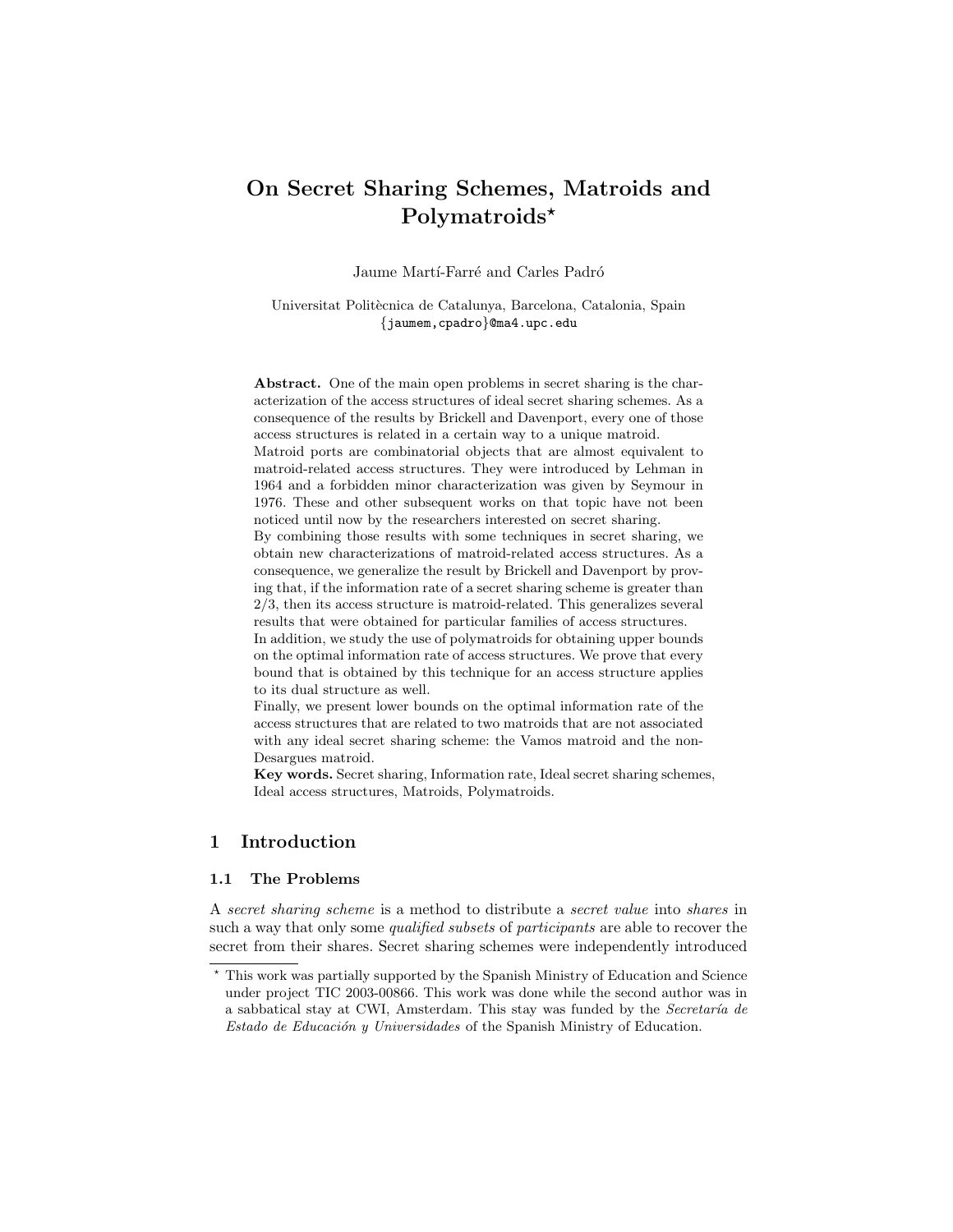# On Secret Sharing Schemes, Matroids and Polymatroids*

Jaume Martí-Farré and Carles Padró

Universitat Politècnica de Catalunya, Barcelona, Catalonia, Spain
{jaumem,cpadro}@ma4.upc.edu

**Abstract.** One of the main open problems in secret sharing is the characterization of the access structures of ideal secret sharing schemes. As a consequence of the results by Brickell and Davenport, every one of those access structures is related in a certain way to a unique matroid.
Matroid ports are combinatorial objects that are almost equivalent to matroid-related access structures. They were introduced by Lehman in 1964 and a forbidden minor characterization was given by Seymour in 1976. These and other subsequent works on that topic have not been noticed until now by the researchers interested on secret sharing.
By combining those results with some techniques in secret sharing, we obtain new characterizations of matroid-related access structures. As a consequence, we generalize the result by Brickell and Davenport by proving that, if the information rate of a secret sharing scheme is greater than 2/3, then its access structure is matroid-related. This generalizes several results that were obtained for particular families of access structures.
In addition, we study the use of polymatroids for obtaining upper bounds on the optimal information rate of access structures. We prove that every bound that is obtained by this technique for an access structure applies to its dual structure as well.
Finally, we present lower bounds on the optimal information rate of the access structures that are related to two matroids that are not associated with any ideal secret sharing scheme: the Vamos matroid and the non-Desargues matroid.
**Key words.** Secret sharing, Information rate, Ideal secret sharing schemes, Ideal access structures, Matroids, Polymatroids.

## 1 Introduction

### 1.1 The Problems

A *secret sharing scheme* is a method to distribute a *secret value* into *shares* in such a way that only some *qualified subsets* of *participants* are able to recover the secret from their shares. Secret sharing schemes were independently introduced

* This work was partially supported by the Spanish Ministry of Education and Science under project TIC 2003-00866. This work was done while the second author was in a sabbatical stay at CWI, Amsterdam. This stay was funded by the *Secretaría de Estado de Educación y Universidades* of the Spanish Ministry of Education.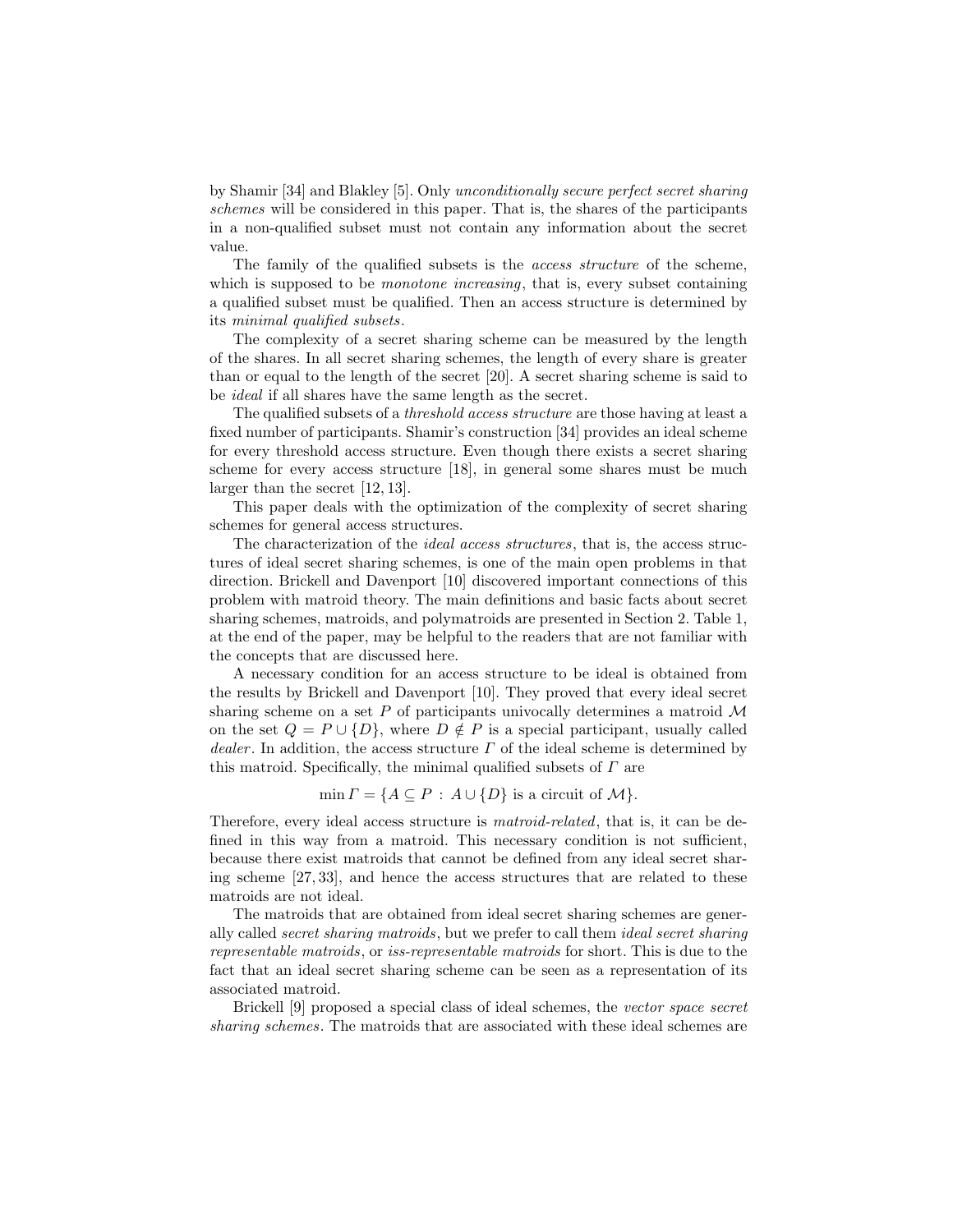by Shamir [34] and Blakley [5]. Only *unconditionally secure perfect secret sharing schemes* will be considered in this paper. That is, the shares of the participants in a non-qualified subset must not contain any information about the secret value.

The family of the qualified subsets is the *access structure* of the scheme, which is supposed to be *monotone increasing*, that is, every subset containing a qualified subset must be qualified. Then an access structure is determined by its *minimal qualified subsets*.

The complexity of a secret sharing scheme can be measured by the length of the shares. In all secret sharing schemes, the length of every share is greater than or equal to the length of the secret [20]. A secret sharing scheme is said to be *ideal* if all shares have the same length as the secret.

The qualified subsets of a *threshold access structure* are those having at least a fixed number of participants. Shamir's construction [34] provides an ideal scheme for every threshold access structure. Even though there exists a secret sharing scheme for every access structure [18], in general some shares must be much larger than the secret [12, 13].

This paper deals with the optimization of the complexity of secret sharing schemes for general access structures.

The characterization of the *ideal access structures*, that is, the access structures of ideal secret sharing schemes, is one of the main open problems in that direction. Brickell and Davenport [10] discovered important connections of this problem with matroid theory. The main definitions and basic facts about secret sharing schemes, matroids, and polymatroids are presented in Section 2. Table 1, at the end of the paper, may be helpful to the readers that are not familiar with the concepts that are discussed here.

A necessary condition for an access structure to be ideal is obtained from the results by Brickell and Davenport [10]. They proved that every ideal secret sharing scheme on a set $P$ of participants univocally determines a matroid $\mathcal{M}$ on the set $Q = P \cup \{D\}$, where $D \notin P$ is a special participant, usually called *dealer*. In addition, the access structure $\Gamma$ of the ideal scheme is determined by this matroid. Specifically, the minimal qualified subsets of $\Gamma$ are

$$\min \Gamma = \{A \subseteq P \,:\, A \cup \{D\} \text{ is a circuit of } \mathcal{M}\}.$$

Therefore, every ideal access structure is *matroid-related*, that is, it can be defined in this way from a matroid. This necessary condition is not sufficient, because there exist matroids that cannot be defined from any ideal secret sharing scheme [27, 33], and hence the access structures that are related to these matroids are not ideal.

The matroids that are obtained from ideal secret sharing schemes are generally called *secret sharing matroids*, but we prefer to call them *ideal secret sharing representable matroids*, or *iss-representable matroids* for short. This is due to the fact that an ideal secret sharing scheme can be seen as a representation of its associated matroid.

Brickell [9] proposed a special class of ideal schemes, the *vector space secret sharing schemes*. The matroids that are associated with these ideal schemes are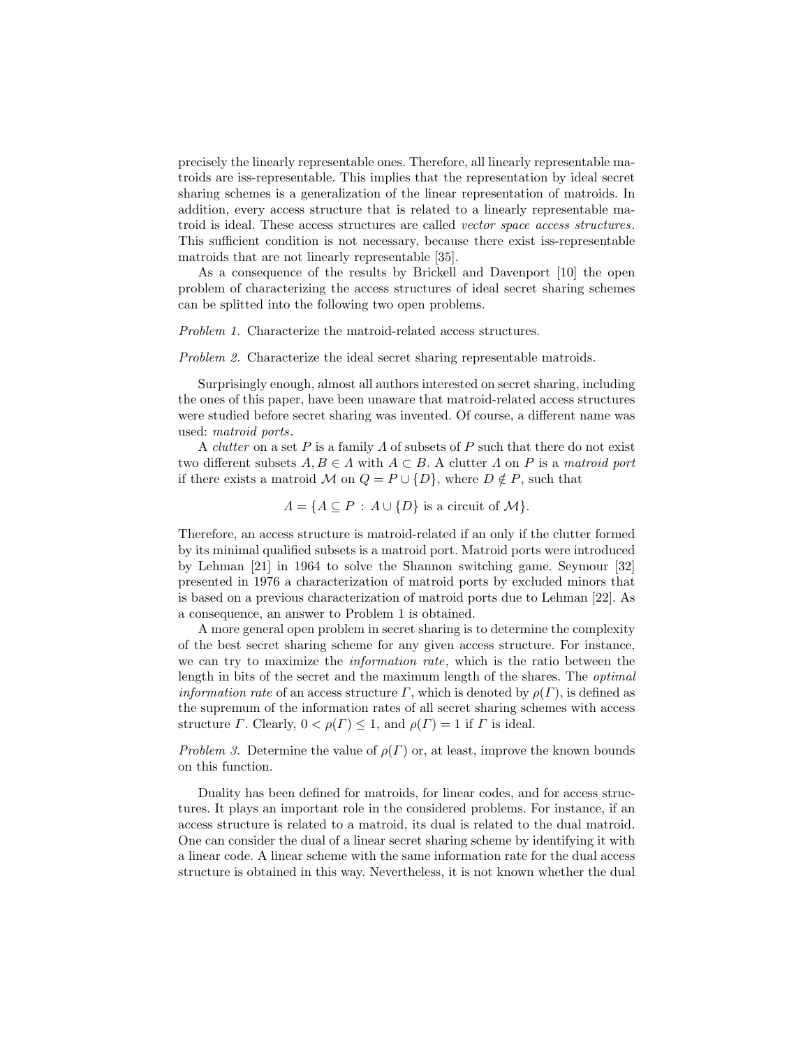precisely the linearly representable ones. Therefore, all linearly representable matroids are iss-representable. This implies that the representation by ideal secret sharing schemes is a generalization of the linear representation of matroids. In addition, every access structure that is related to a linearly representable matroid is ideal. These access structures are called *vector space access structures*. This sufficient condition is not necessary, because there exist iss-representable matroids that are not linearly representable [35].

As a consequence of the results by Brickell and Davenport [10] the open problem of characterizing the access structures of ideal secret sharing schemes can be splitted into the following two open problems.

*Problem 1.* Characterize the matroid-related access structures.

*Problem 2.* Characterize the ideal secret sharing representable matroids.

Surprisingly enough, almost all authors interested on secret sharing, including the ones of this paper, have been unaware that matroid-related access structures were studied before secret sharing was invented. Of course, a different name was used: *matroid ports*.

A *clutter* on a set $P$ is a family $\Lambda$ of subsets of $P$ such that there do not exist two different subsets $A, B \in \Lambda$ with $A \subset B$. A clutter $\Lambda$ on $P$ is a *matroid port* if there exists a matroid $\mathcal{M}$ on $Q = P \cup \{D\}$, where $D \notin P$, such that

$$\Lambda = \{A \subseteq P \,:\, A \cup \{D\} \text{ is a circuit of } \mathcal{M}\}.$$

Therefore, an access structure is matroid-related if an only if the clutter formed by its minimal qualified subsets is a matroid port. Matroid ports were introduced by Lehman [21] in 1964 to solve the Shannon switching game. Seymour [32] presented in 1976 a characterization of matroid ports by excluded minors that is based on a previous characterization of matroid ports due to Lehman [22]. As a consequence, an answer to Problem 1 is obtained.

A more general open problem in secret sharing is to determine the complexity of the best secret sharing scheme for any given access structure. For instance, we can try to maximize the *information rate*, which is the ratio between the length in bits of the secret and the maximum length of the shares. The *optimal information rate* of an access structure $\Gamma$, which is denoted by $\rho(\Gamma)$, is defined as the supremum of the information rates of all secret sharing schemes with access structure $\Gamma$. Clearly, $0 < \rho(\Gamma) \leq 1$, and $\rho(\Gamma) = 1$ if $\Gamma$ is ideal.

*Problem 3.* Determine the value of $\rho(\Gamma)$ or, at least, improve the known bounds on this function.

Duality has been defined for matroids, for linear codes, and for access structures. It plays an important role in the considered problems. For instance, if an access structure is related to a matroid, its dual is related to the dual matroid. One can consider the dual of a linear secret sharing scheme by identifying it with a linear code. A linear scheme with the same information rate for the dual access structure is obtained in this way. Nevertheless, it is not known whether the dual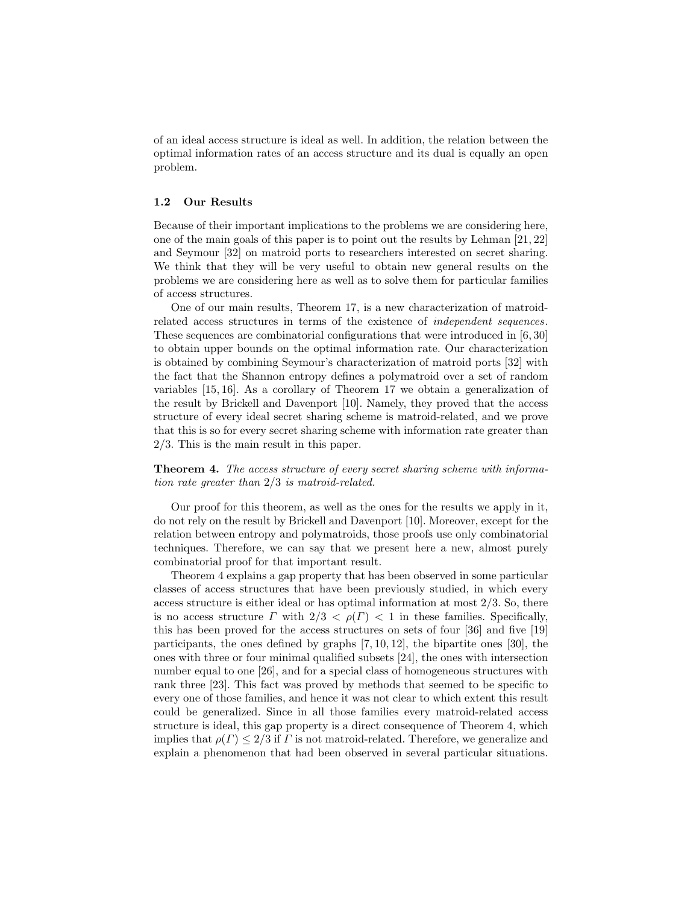of an ideal access structure is ideal as well. In addition, the relation between the optimal information rates of an access structure and its dual is equally an open problem.

### 1.2 Our Results

Because of their important implications to the problems we are considering here, one of the main goals of this paper is to point out the results by Lehman [21, 22] and Seymour [32] on matroid ports to researchers interested on secret sharing. We think that they will be very useful to obtain new general results on the problems we are considering here as well as to solve them for particular families of access structures.

One of our main results, Theorem 17, is a new characterization of matroid-related access structures in terms of the existence of *independent sequences*. These sequences are combinatorial configurations that were introduced in [6, 30] to obtain upper bounds on the optimal information rate. Our characterization is obtained by combining Seymour's characterization of matroid ports [32] with the fact that the Shannon entropy defines a polymatroid over a set of random variables [15, 16]. As a corollary of Theorem 17 we obtain a generalization of the result by Brickell and Davenport [10]. Namely, they proved that the access structure of every ideal secret sharing scheme is matroid-related, and we prove that this is so for every secret sharing scheme with information rate greater than $2/3$. This is the main result in this paper.

**Theorem 4.** *The access structure of every secret sharing scheme with information rate greater than* $2/3$ *is matroid-related.*

Our proof for this theorem, as well as the ones for the results we apply in it, do not rely on the result by Brickell and Davenport [10]. Moreover, except for the relation between entropy and polymatroids, those proofs use only combinatorial techniques. Therefore, we can say that we present here a new, almost purely combinatorial proof for that important result.

Theorem 4 explains a gap property that has been observed in some particular classes of access structures that have been previously studied, in which every access structure is either ideal or has optimal information at most $2/3$. So, there is no access structure $\Gamma$ with $2/3 < \rho(\Gamma) < 1$ in these families. Specifically, this has been proved for the access structures on sets of four [36] and five [19] participants, the ones defined by graphs [7, 10, 12], the bipartite ones [30], the ones with three or four minimal qualified subsets [24], the ones with intersection number equal to one [26], and for a special class of homogeneous structures with rank three [23]. This fact was proved by methods that seemed to be specific to every one of those families, and hence it was not clear to which extent this result could be generalized. Since in all those families every matroid-related access structure is ideal, this gap property is a direct consequence of Theorem 4, which implies that $\rho(\Gamma) \leq 2/3$ if $\Gamma$ is not matroid-related. Therefore, we generalize and explain a phenomenon that had been observed in several particular situations.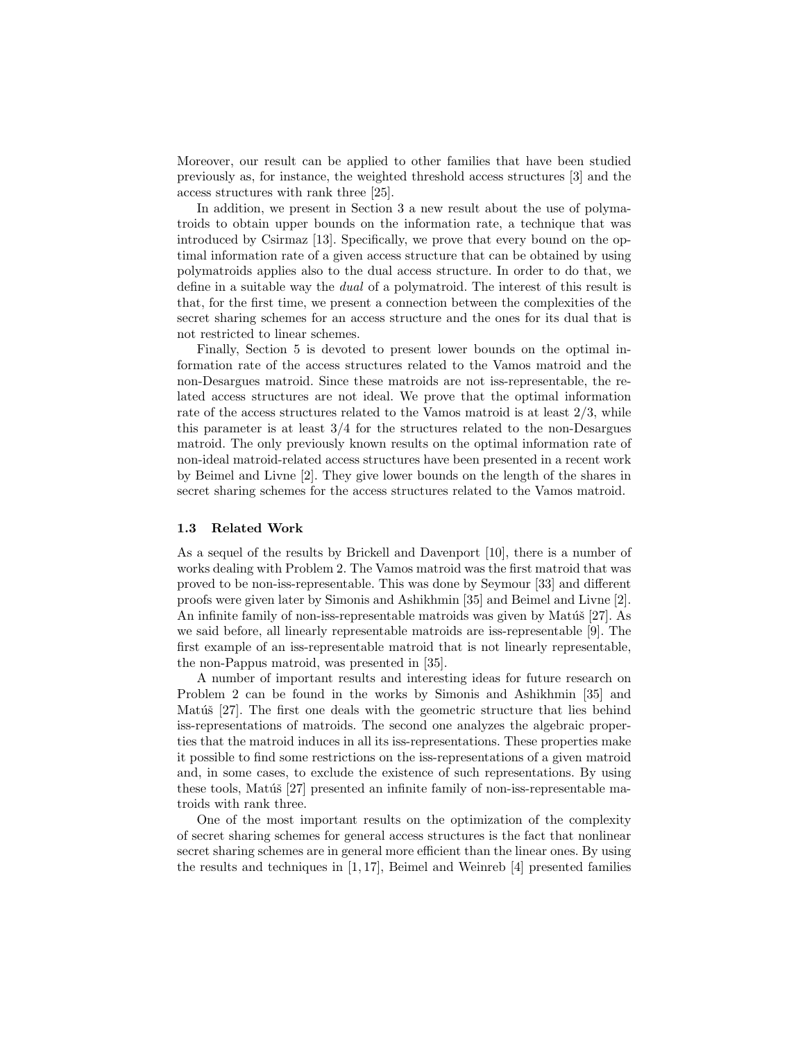Moreover, our result can be applied to other families that have been studied previously as, for instance, the weighted threshold access structures [3] and the access structures with rank three [25].

In addition, we present in Section 3 a new result about the use of polymatroids to obtain upper bounds on the information rate, a technique that was introduced by Csirmaz [13]. Specifically, we prove that every bound on the optimal information rate of a given access structure that can be obtained by using polymatroids applies also to the dual access structure. In order to do that, we define in a suitable way the *dual* of a polymatroid. The interest of this result is that, for the first time, we present a connection between the complexities of the secret sharing schemes for an access structure and the ones for its dual that is not restricted to linear schemes.

Finally, Section 5 is devoted to present lower bounds on the optimal information rate of the access structures related to the Vamos matroid and the non-Desargues matroid. Since these matroids are not iss-representable, the related access structures are not ideal. We prove that the optimal information rate of the access structures related to the Vamos matroid is at least 2/3, while this parameter is at least 3/4 for the structures related to the non-Desargues matroid. The only previously known results on the optimal information rate of non-ideal matroid-related access structures have been presented in a recent work by Beimel and Livne [2]. They give lower bounds on the length of the shares in secret sharing schemes for the access structures related to the Vamos matroid.

### 1.3 Related Work

As a sequel of the results by Brickell and Davenport [10], there is a number of works dealing with Problem 2. The Vamos matroid was the first matroid that was proved to be non-iss-representable. This was done by Seymour [33] and different proofs were given later by Simonis and Ashikhmin [35] and Beimel and Livne [2]. An infinite family of non-iss-representable matroids was given by Matúš [27]. As we said before, all linearly representable matroids are iss-representable [9]. The first example of an iss-representable matroid that is not linearly representable, the non-Pappus matroid, was presented in [35].

A number of important results and interesting ideas for future research on Problem 2 can be found in the works by Simonis and Ashikhmin [35] and Matúš [27]. The first one deals with the geometric structure that lies behind iss-representations of matroids. The second one analyzes the algebraic properties that the matroid induces in all its iss-representations. These properties make it possible to find some restrictions on the iss-representations of a given matroid and, in some cases, to exclude the existence of such representations. By using these tools, Matúš [27] presented an infinite family of non-iss-representable matroids with rank three.

One of the most important results on the optimization of the complexity of secret sharing schemes for general access structures is the fact that nonlinear secret sharing schemes are in general more efficient than the linear ones. By using the results and techniques in [1, 17], Beimel and Weinreb [4] presented families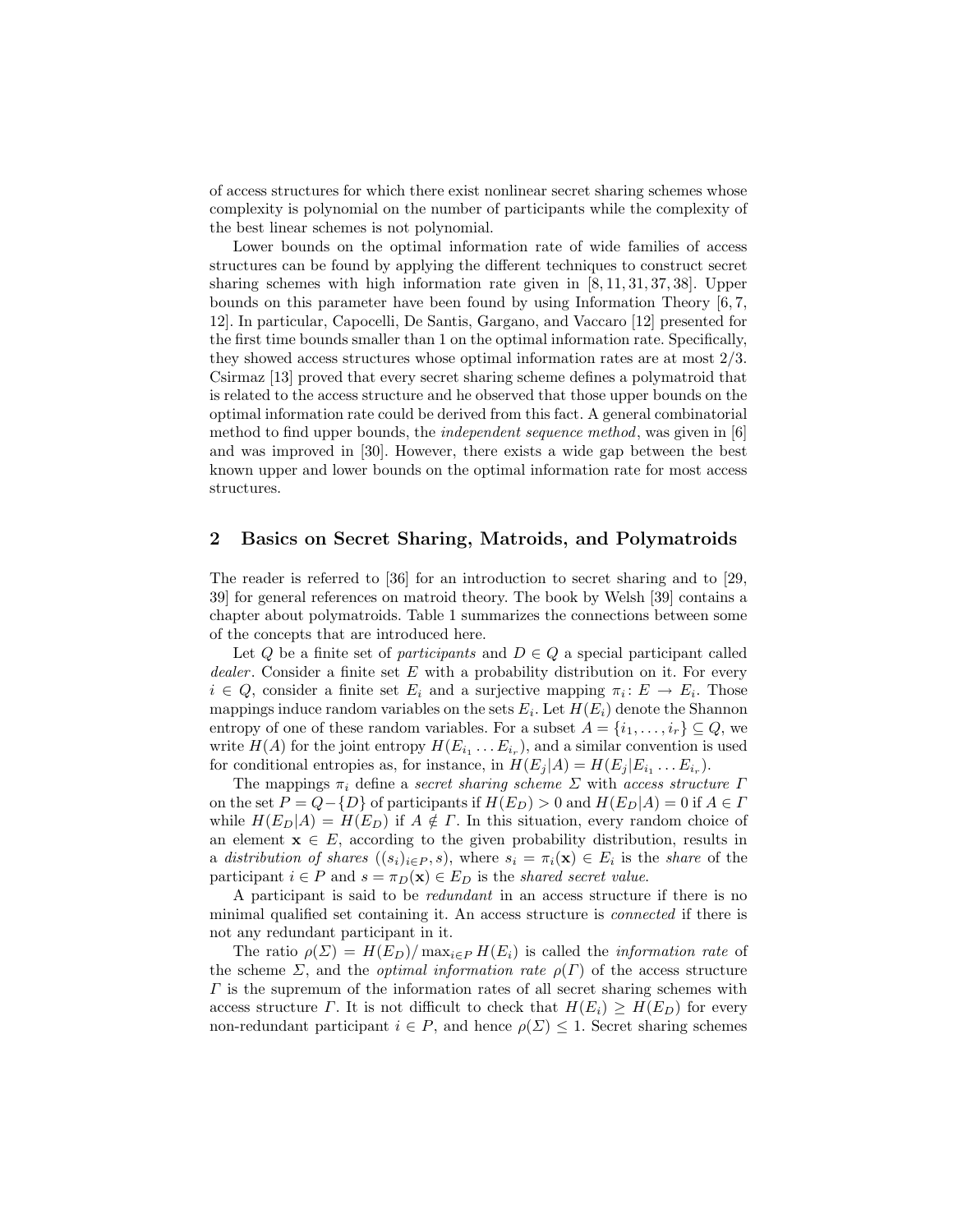of access structures for which there exist nonlinear secret sharing schemes whose complexity is polynomial on the number of participants while the complexity of the best linear schemes is not polynomial.

Lower bounds on the optimal information rate of wide families of access structures can be found by applying the different techniques to construct secret sharing schemes with high information rate given in [8, 11, 31, 37, 38]. Upper bounds on this parameter have been found by using Information Theory [6, 7, 12]. In particular, Capocelli, De Santis, Gargano, and Vaccaro [12] presented for the first time bounds smaller than 1 on the optimal information rate. Specifically, they showed access structures whose optimal information rates are at most 2/3. Csirmaz [13] proved that every secret sharing scheme defines a polymatroid that is related to the access structure and he observed that those upper bounds on the optimal information rate could be derived from this fact. A general combinatorial method to find upper bounds, the *independent sequence method*, was given in [6] and was improved in [30]. However, there exists a wide gap between the best known upper and lower bounds on the optimal information rate for most access structures.

## 2 Basics on Secret Sharing, Matroids, and Polymatroids

The reader is referred to [36] for an introduction to secret sharing and to [29, 39] for general references on matroid theory. The book by Welsh [39] contains a chapter about polymatroids. Table 1 summarizes the connections between some of the concepts that are introduced here.

Let $Q$ be a finite set of *participants* and $D \in Q$ a special participant called *dealer*. Consider a finite set $E$ with a probability distribution on it. For every $i \in Q$, consider a finite set $E_i$ and a surjective mapping $\pi_i \colon E \to E_i$. Those mappings induce random variables on the sets $E_i$. Let $H(E_i)$ denote the Shannon entropy of one of these random variables. For a subset $A = \{i_1, \ldots, i_r\} \subseteq Q$, we write $H(A)$ for the joint entropy $H(E_{i_1} \ldots E_{i_r})$, and a similar convention is used for conditional entropies as, for instance, in $H(E_j|A) = H(E_j|E_{i_1} \ldots E_{i_r})$.

The mappings $\pi_i$ define a *secret sharing scheme* $\Sigma$ with *access structure* $\Gamma$ on the set $P = Q - \{D\}$ of participants if $H(E_D) > 0$ and $H(E_D|A) = 0$ if $A \in \Gamma$ while $H(E_D|A) = H(E_D)$ if $A \notin \Gamma$. In this situation, every random choice of an element $\mathbf{x} \in E$, according to the given probability distribution, results in a *distribution of shares* $((s_i)_{i \in P}, s)$, where $s_i = \pi_i(\mathbf{x}) \in E_i$ is the *share* of the participant $i \in P$ and $s = \pi_D(\mathbf{x}) \in E_D$ is the *shared secret value*.

A participant is said to be *redundant* in an access structure if there is no minimal qualified set containing it. An access structure is *connected* if there is not any redundant participant in it.

The ratio $\rho(\Sigma) = H(E_D)/\max_{i \in P} H(E_i)$ is called the *information rate* of the scheme $\Sigma$, and the *optimal information rate* $\rho(\Gamma)$ of the access structure $\Gamma$ is the supremum of the information rates of all secret sharing schemes with access structure $\Gamma$. It is not difficult to check that $H(E_i) \geq H(E_D)$ for every non-redundant participant $i \in P$, and hence $\rho(\Sigma) \leq 1$. Secret sharing schemes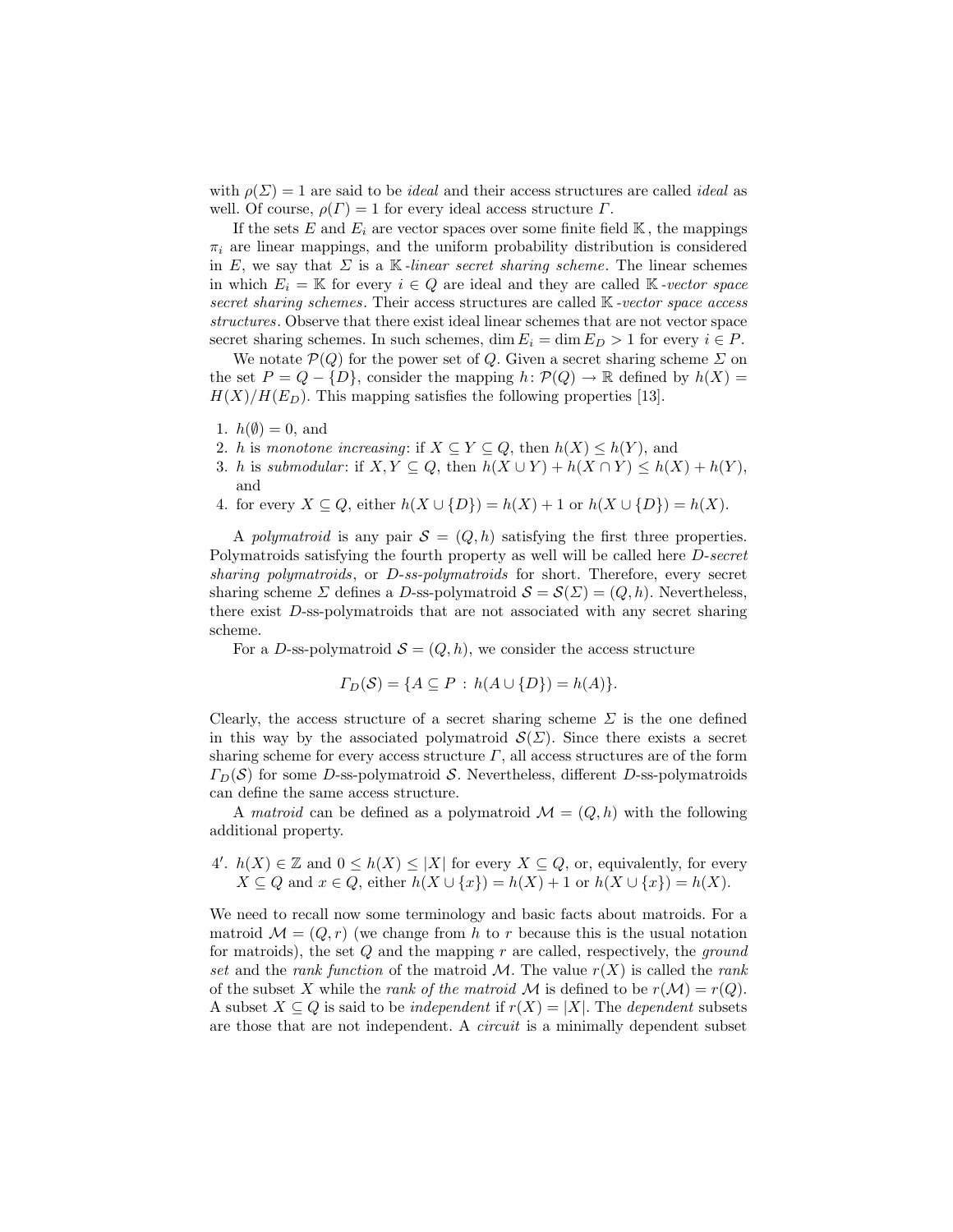with $\rho(\Sigma) = 1$ are said to be *ideal* and their access structures are called *ideal* as well. Of course, $\rho(\Gamma) = 1$ for every ideal access structure $\Gamma$.

If the sets $E$ and $E_i$ are vector spaces over some finite field $\mathbb{K}$, the mappings $\pi_i$ are linear mappings, and the uniform probability distribution is considered in $E$, we say that $\Sigma$ is a $\mathbb{K}$*-linear secret sharing scheme*. The linear schemes in which $E_i = \mathbb{K}$ for every $i \in Q$ are ideal and they are called $\mathbb{K}$*-vector space secret sharing schemes*. Their access structures are called $\mathbb{K}$*-vector space access structures*. Observe that there exist ideal linear schemes that are not vector space secret sharing schemes. In such schemes, $\dim E_i = \dim E_D > 1$ for every $i \in P$.

We notate $\mathcal{P}(Q)$ for the power set of $Q$. Given a secret sharing scheme $\Sigma$ on the set $P = Q - \{D\}$, consider the mapping $h \colon \mathcal{P}(Q) \to \mathbb{R}$ defined by $h(X) = H(X)/H(E_D)$. This mapping satisfies the following properties [13].

1. $h(\emptyset) = 0$, and
2. $h$ is *monotone increasing*: if $X \subseteq Y \subseteq Q$, then $h(X) \leq h(Y)$, and
3. $h$ is *submodular*: if $X, Y \subseteq Q$, then $h(X \cup Y) + h(X \cap Y) \leq h(X) + h(Y)$, and
4. for every $X \subseteq Q$, either $h(X \cup \{D\}) = h(X) + 1$ or $h(X \cup \{D\}) = h(X)$.

A *polymatroid* is any pair $\mathcal{S} = (Q, h)$ satisfying the first three properties. Polymatroids satisfying the fourth property as well will be called here *D-secret sharing polymatroids*, or *D-ss-polymatroids* for short. Therefore, every secret sharing scheme $\Sigma$ defines a $D$-ss-polymatroid $\mathcal{S} = \mathcal{S}(\Sigma) = (Q, h)$. Nevertheless, there exist $D$-ss-polymatroids that are not associated with any secret sharing scheme.

For a $D$-ss-polymatroid $\mathcal{S} = (Q, h)$, we consider the access structure

$$\Gamma_D(\mathcal{S}) = \{A \subseteq P \,:\, h(A \cup \{D\}) = h(A)\}.$$

Clearly, the access structure of a secret sharing scheme $\Sigma$ is the one defined in this way by the associated polymatroid $\mathcal{S}(\Sigma)$. Since there exists a secret sharing scheme for every access structure $\Gamma$, all access structures are of the form $\Gamma_D(\mathcal{S})$ for some $D$-ss-polymatroid $\mathcal{S}$. Nevertheless, different $D$-ss-polymatroids can define the same access structure.

A *matroid* can be defined as a polymatroid $\mathcal{M} = (Q, h)$ with the following additional property.

4′. $h(X) \in \mathbb{Z}$ and $0 \leq h(X) \leq |X|$ for every $X \subseteq Q$, or, equivalently, for every $X \subseteq Q$ and $x \in Q$, either $h(X \cup \{x\}) = h(X) + 1$ or $h(X \cup \{x\}) = h(X)$.

We need to recall now some terminology and basic facts about matroids. For a matroid $\mathcal{M} = (Q, r)$ (we change from $h$ to $r$ because this is the usual notation for matroids), the set $Q$ and the mapping $r$ are called, respectively, the *ground set* and the *rank function* of the matroid $\mathcal{M}$. The value $r(X)$ is called the *rank* of the subset $X$ while the *rank of the matroid* $\mathcal{M}$ is defined to be $r(\mathcal{M}) = r(Q)$. A subset $X \subseteq Q$ is said to be *independent* if $r(X) = |X|$. The *dependent* subsets are those that are not independent. A *circuit* is a minimally dependent subset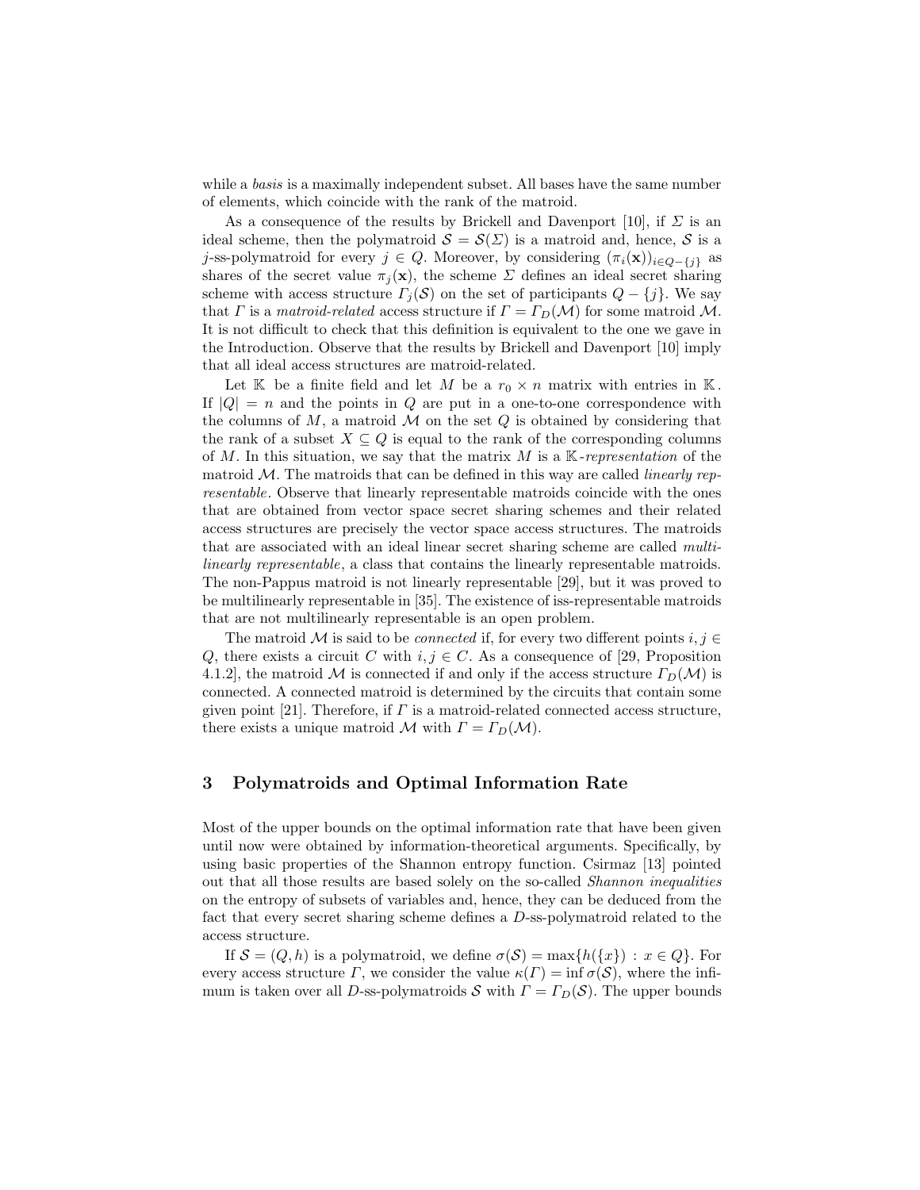while a *basis* is a maximally independent subset. All bases have the same number of elements, which coincide with the rank of the matroid.

As a consequence of the results by Brickell and Davenport [10], if $\Sigma$ is an ideal scheme, then the polymatroid $\mathcal{S} = \mathcal{S}(\Sigma)$ is a matroid and, hence, $\mathcal{S}$ is a $j$-ss-polymatroid for every $j \in Q$. Moreover, by considering $(\pi_i(\mathbf{x}))_{i \in Q - \{j\}}$ as shares of the secret value $\pi_j(\mathbf{x})$, the scheme $\Sigma$ defines an ideal secret sharing scheme with access structure $\Gamma_j(\mathcal{S})$ on the set of participants $Q - \{j\}$. We say that $\Gamma$ is a *matroid-related* access structure if $\Gamma = \Gamma_D(\mathcal{M})$ for some matroid $\mathcal{M}$. It is not difficult to check that this definition is equivalent to the one we gave in the Introduction. Observe that the results by Brickell and Davenport [10] imply that all ideal access structures are matroid-related.

Let $\mathbb{K}$ be a finite field and let $M$ be a $r_0 \times n$ matrix with entries in $\mathbb{K}$. If $|Q| = n$ and the points in $Q$ are put in a one-to-one correspondence with the columns of $M$, a matroid $\mathcal{M}$ on the set $Q$ is obtained by considering that the rank of a subset $X \subseteq Q$ is equal to the rank of the corresponding columns of $M$. In this situation, we say that the matrix $M$ is a $\mathbb{K}$-*representation* of the matroid $\mathcal{M}$. The matroids that can be defined in this way are called *linearly representable*. Observe that linearly representable matroids coincide with the ones that are obtained from vector space secret sharing schemes and their related access structures are precisely the vector space access structures. The matroids that are associated with an ideal linear secret sharing scheme are called *multilinearly representable*, a class that contains the linearly representable matroids. The non-Pappus matroid is not linearly representable [29], but it was proved to be multilinearly representable in [35]. The existence of iss-representable matroids that are not multilinearly representable is an open problem.

The matroid $\mathcal{M}$ is said to be *connected* if, for every two different points $i, j \in Q$, there exists a circuit $C$ with $i, j \in C$. As a consequence of [29, Proposition 4.1.2], the matroid $\mathcal{M}$ is connected if and only if the access structure $\Gamma_D(\mathcal{M})$ is connected. A connected matroid is determined by the circuits that contain some given point [21]. Therefore, if $\Gamma$ is a matroid-related connected access structure, there exists a unique matroid $\mathcal{M}$ with $\Gamma = \Gamma_D(\mathcal{M})$.

## 3 Polymatroids and Optimal Information Rate

Most of the upper bounds on the optimal information rate that have been given until now were obtained by information-theoretical arguments. Specifically, by using basic properties of the Shannon entropy function. Csirmaz [13] pointed out that all those results are based solely on the so-called *Shannon inequalities* on the entropy of subsets of variables and, hence, they can be deduced from the fact that every secret sharing scheme defines a $D$-ss-polymatroid related to the access structure.

If $\mathcal{S} = (Q, h)$ is a polymatroid, we define $\sigma(\mathcal{S}) = \max\{h(\{x\}) : x \in Q\}$. For every access structure $\Gamma$, we consider the value $\kappa(\Gamma) = \inf \sigma(\mathcal{S})$, where the infimum is taken over all $D$-ss-polymatroids $\mathcal{S}$ with $\Gamma = \Gamma_D(\mathcal{S})$. The upper bounds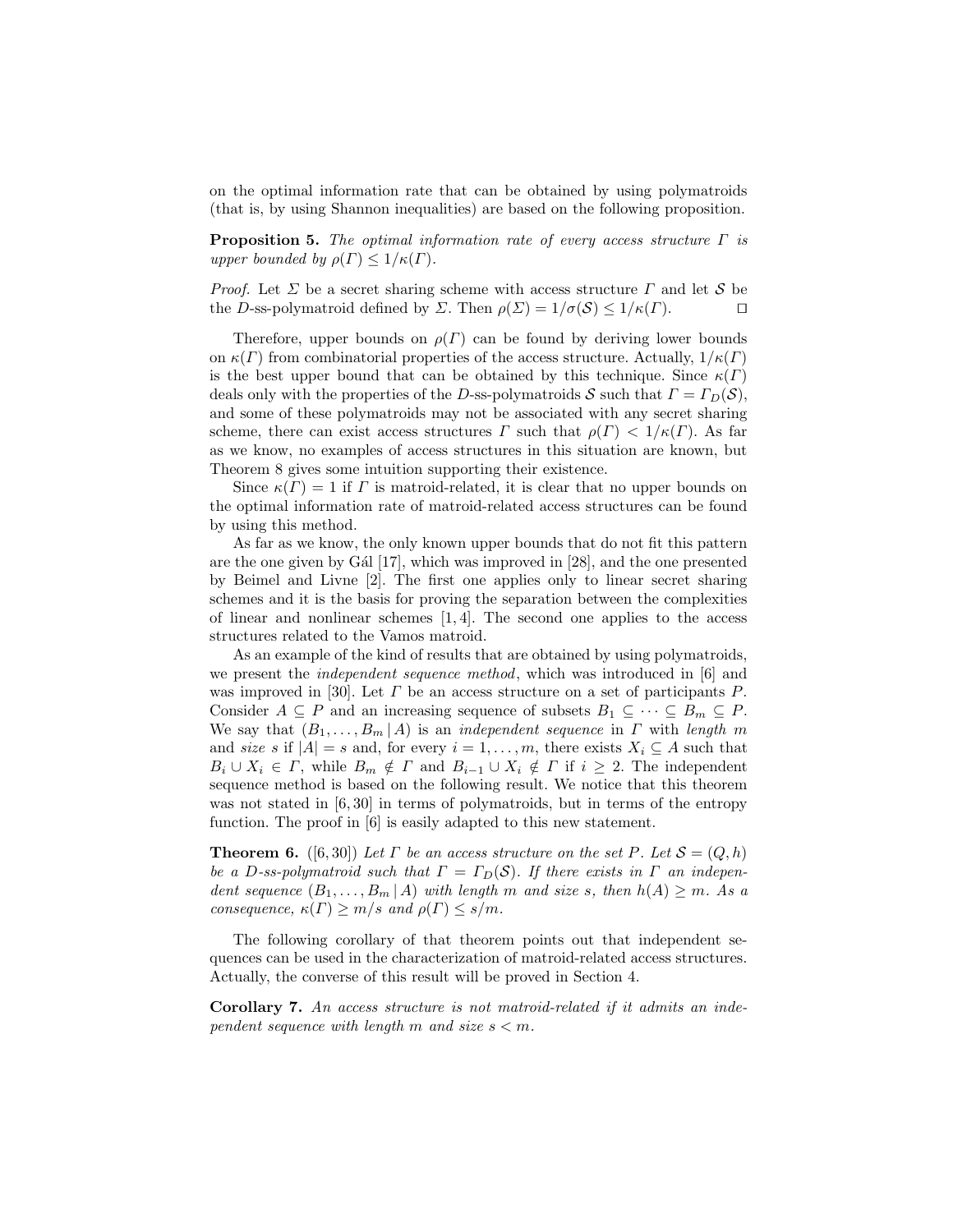on the optimal information rate that can be obtained by using polymatroids (that is, by using Shannon inequalities) are based on the following proposition.

**Proposition 5.** *The optimal information rate of every access structure $\Gamma$ is upper bounded by $\rho(\Gamma) \leq 1/\kappa(\Gamma)$.*

*Proof.* Let $\Sigma$ be a secret sharing scheme with access structure $\Gamma$ and let $\mathcal{S}$ be the $D$-ss-polymatroid defined by $\Sigma$. Then $\rho(\Sigma) = 1/\sigma(\mathcal{S}) \leq 1/\kappa(\Gamma)$. ⊓⊔

Therefore, upper bounds on $\rho(\Gamma)$ can be found by deriving lower bounds on $\kappa(\Gamma)$ from combinatorial properties of the access structure. Actually, $1/\kappa(\Gamma)$ is the best upper bound that can be obtained by this technique. Since $\kappa(\Gamma)$ deals only with the properties of the $D$-ss-polymatroids $\mathcal{S}$ such that $\Gamma = \Gamma_D(\mathcal{S})$, and some of these polymatroids may not be associated with any secret sharing scheme, there can exist access structures $\Gamma$ such that $\rho(\Gamma) < 1/\kappa(\Gamma)$. As far as we know, no examples of access structures in this situation are known, but Theorem 8 gives some intuition supporting their existence.

Since $\kappa(\Gamma) = 1$ if $\Gamma$ is matroid-related, it is clear that no upper bounds on the optimal information rate of matroid-related access structures can be found by using this method.

As far as we know, the only known upper bounds that do not fit this pattern are the one given by Gál [17], which was improved in [28], and the one presented by Beimel and Livne [2]. The first one applies only to linear secret sharing schemes and it is the basis for proving the separation between the complexities of linear and nonlinear schemes [1, 4]. The second one applies to the access structures related to the Vamos matroid.

As an example of the kind of results that are obtained by using polymatroids, we present the *independent sequence method*, which was introduced in [6] and was improved in [30]. Let $\Gamma$ be an access structure on a set of participants $P$. Consider $A \subseteq P$ and an increasing sequence of subsets $B_1 \subseteq \cdots \subseteq B_m \subseteq P$. We say that $(B_1, \ldots, B_m \,|\, A)$ is an *independent sequence* in $\Gamma$ with *length* $m$ and *size* $s$ if $|A| = s$ and, for every $i = 1, \ldots, m$, there exists $X_i \subseteq A$ such that $B_i \cup X_i \in \Gamma$, while $B_m \notin \Gamma$ and $B_{i-1} \cup X_i \notin \Gamma$ if $i \geq 2$. The independent sequence method is based on the following result. We notice that this theorem was not stated in [6, 30] in terms of polymatroids, but in terms of the entropy function. The proof in [6] is easily adapted to this new statement.

**Theorem 6.** ([6, 30]) *Let $\Gamma$ be an access structure on the set $P$. Let $\mathcal{S} = (Q, h)$ be a $D$-ss-polymatroid such that $\Gamma = \Gamma_D(\mathcal{S})$. If there exists in $\Gamma$ an independent sequence $(B_1, \ldots, B_m \,|\, A)$ with length $m$ and size $s$, then $h(A) \geq m$. As a consequence, $\kappa(\Gamma) \geq m/s$ and $\rho(\Gamma) \leq s/m$.*

The following corollary of that theorem points out that independent sequences can be used in the characterization of matroid-related access structures. Actually, the converse of this result will be proved in Section 4.

**Corollary 7.** *An access structure is not matroid-related if it admits an independent sequence with length $m$ and size $s < m$.*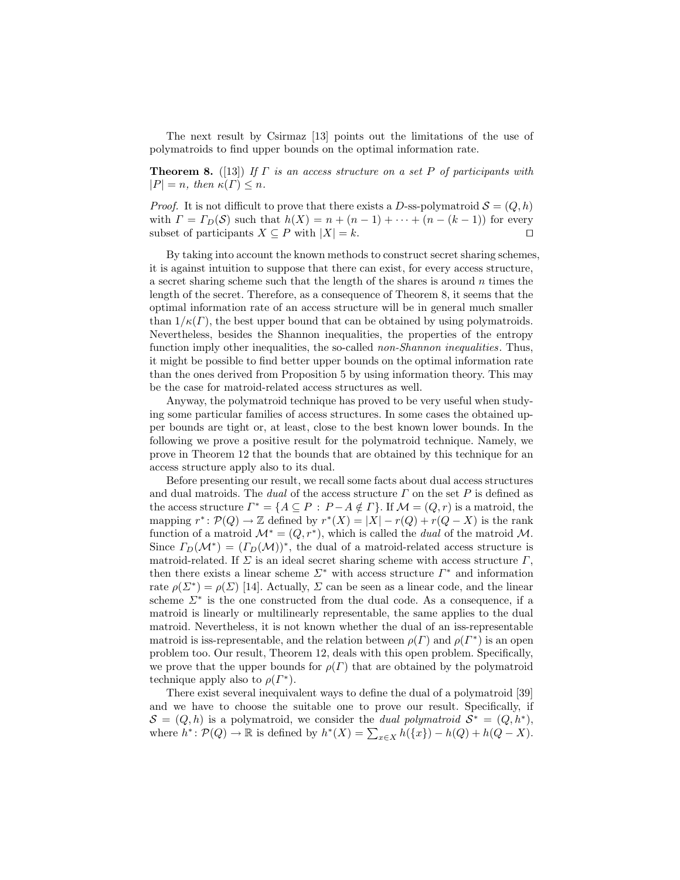The next result by Csirmaz [13] points out the limitations of the use of polymatroids to find upper bounds on the optimal information rate.

**Theorem 8.** ([13]) *If $\Gamma$ is an access structure on a set $P$ of participants with $|P| = n$, then $\kappa(\Gamma) \leq n$.*

*Proof.* It is not difficult to prove that there exists a $D$-ss-polymatroid $\mathcal{S} = (Q, h)$ with $\Gamma = \Gamma_D(\mathcal{S})$ such that $h(X) = n + (n-1) + \cdots + (n-(k-1))$ for every subset of participants $X \subseteq P$ with $|X| = k$. □

By taking into account the known methods to construct secret sharing schemes, it is against intuition to suppose that there can exist, for every access structure, a secret sharing scheme such that the length of the shares is around $n$ times the length of the secret. Therefore, as a consequence of Theorem 8, it seems that the optimal information rate of an access structure will be in general much smaller than $1/\kappa(\Gamma)$, the best upper bound that can be obtained by using polymatroids. Nevertheless, besides the Shannon inequalities, the properties of the entropy function imply other inequalities, the so-called *non-Shannon inequalities*. Thus, it might be possible to find better upper bounds on the optimal information rate than the ones derived from Proposition 5 by using information theory. This may be the case for matroid-related access structures as well.

Anyway, the polymatroid technique has proved to be very useful when studying some particular families of access structures. In some cases the obtained upper bounds are tight or, at least, close to the best known lower bounds. In the following we prove a positive result for the polymatroid technique. Namely, we prove in Theorem 12 that the bounds that are obtained by this technique for an access structure apply also to its dual.

Before presenting our result, we recall some facts about dual access structures and dual matroids. The *dual* of the access structure $\Gamma$ on the set $P$ is defined as the access structure $\Gamma^* = \{A \subseteq P \,:\, P - A \notin \Gamma\}$. If $\mathcal{M} = (Q, r)$ is a matroid, the mapping $r^* \colon \mathcal{P}(Q) \to \mathbb{Z}$ defined by $r^*(X) = |X| - r(Q) + r(Q - X)$ is the rank function of a matroid $\mathcal{M}^* = (Q, r^*)$, which is called the *dual* of the matroid $\mathcal{M}$. Since $\Gamma_D(\mathcal{M}^*) = (\Gamma_D(\mathcal{M}))^*$, the dual of a matroid-related access structure is matroid-related. If $\Sigma$ is an ideal secret sharing scheme with access structure $\Gamma$, then there exists a linear scheme $\Sigma^*$ with access structure $\Gamma^*$ and information rate $\rho(\Sigma^*) = \rho(\Sigma)$ [14]. Actually, $\Sigma$ can be seen as a linear code, and the linear scheme $\Sigma^*$ is the one constructed from the dual code. As a consequence, if a matroid is linearly or multilinearly representable, the same applies to the dual matroid. Nevertheless, it is not known whether the dual of an iss-representable matroid is iss-representable, and the relation between $\rho(\Gamma)$ and $\rho(\Gamma^*)$ is an open problem too. Our result, Theorem 12, deals with this open problem. Specifically, we prove that the upper bounds for $\rho(\Gamma)$ that are obtained by the polymatroid technique apply also to $\rho(\Gamma^*)$.

There exist several inequivalent ways to define the dual of a polymatroid [39] and we have to choose the suitable one to prove our result. Specifically, if $\mathcal{S} = (Q, h)$ is a polymatroid, we consider the *dual polymatroid* $\mathcal{S}^* = (Q, h^*)$, where $h^* \colon \mathcal{P}(Q) \to \mathbb{R}$ is defined by $h^*(X) = \sum_{x \in X} h(\{x\}) - h(Q) + h(Q - X)$.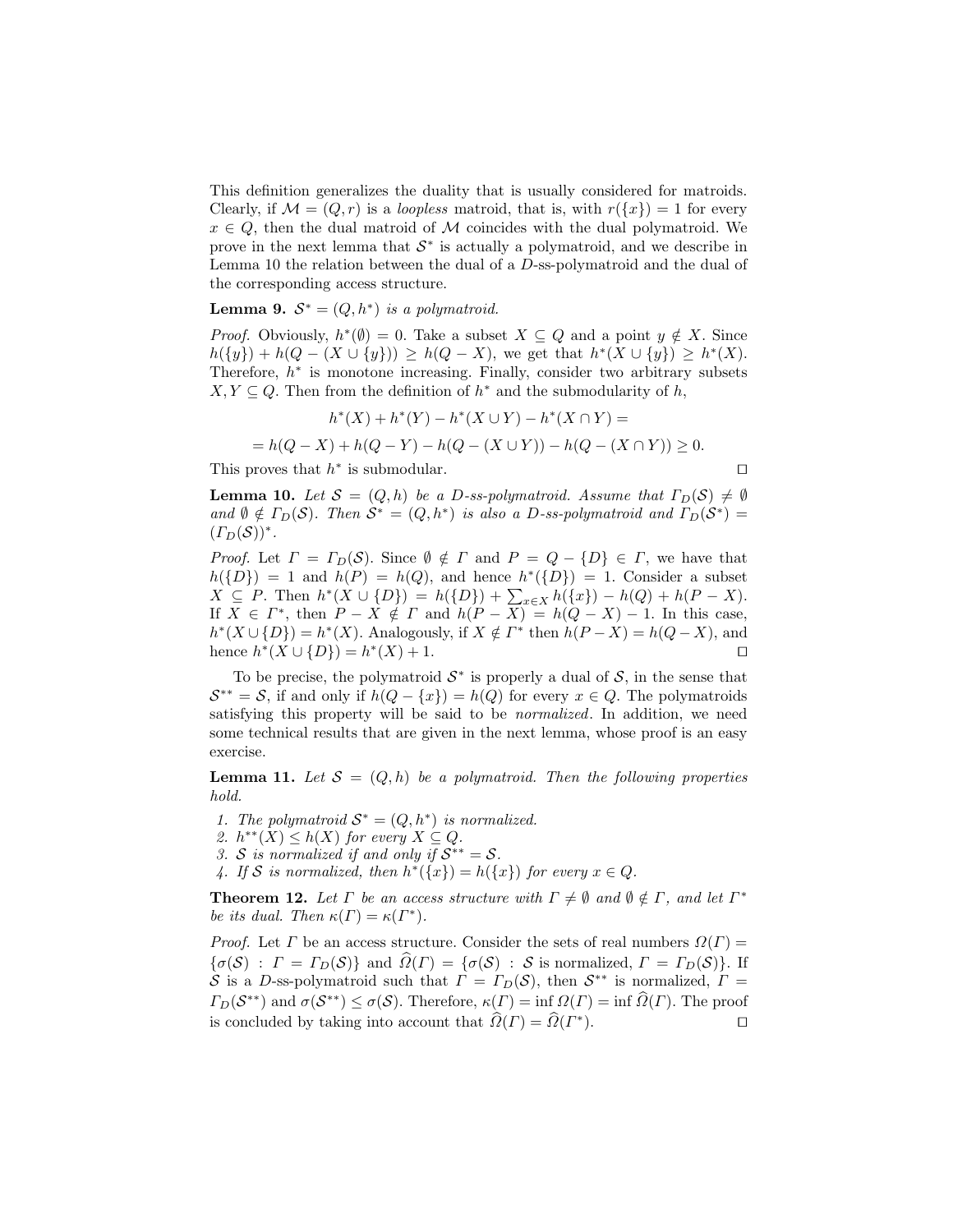This definition generalizes the duality that is usually considered for matroids. Clearly, if $\mathcal{M} = (Q, r)$ is a *loopless* matroid, that is, with $r(\{x\}) = 1$ for every $x \in Q$, then the dual matroid of $\mathcal{M}$ coincides with the dual polymatroid. We prove in the next lemma that $\mathcal{S}^*$ is actually a polymatroid, and we describe in Lemma 10 the relation between the dual of a $D$-ss-polymatroid and the dual of the corresponding access structure.

**Lemma 9.** *$\mathcal{S}^* = (Q, h^*)$ is a polymatroid.*

*Proof.* Obviously, $h^*(\emptyset) = 0$. Take a subset $X \subseteq Q$ and a point $y \notin X$. Since $h(\{y\}) + h(Q - (X \cup \{y\})) \geq h(Q - X)$, we get that $h^*(X \cup \{y\}) \geq h^*(X)$. Therefore, $h^*$ is monotone increasing. Finally, consider two arbitrary subsets $X, Y \subseteq Q$. Then from the definition of $h^*$ and the submodularity of $h$,

$$h^*(X) + h^*(Y) - h^*(X \cup Y) - h^*(X \cap Y) =$$

$$= h(Q - X) + h(Q - Y) - h(Q - (X \cup Y)) - h(Q - (X \cap Y)) \geq 0.$$

This proves that $h^*$ is submodular. $\square$

**Lemma 10.** *Let $\mathcal{S} = (Q, h)$ be a $D$-ss-polymatroid. Assume that $\Gamma_D(\mathcal{S}) \neq \emptyset$ and $\emptyset \notin \Gamma_D(\mathcal{S})$. Then $\mathcal{S}^* = (Q, h^*)$ is also a $D$-ss-polymatroid and $\Gamma_D(\mathcal{S}^*) = (\Gamma_D(\mathcal{S}))^*$.*

*Proof.* Let $\Gamma = \Gamma_D(\mathcal{S})$. Since $\emptyset \notin \Gamma$ and $P = Q - \{D\} \in \Gamma$, we have that $h(\{D\}) = 1$ and $h(P) = h(Q)$, and hence $h^*(\{D\}) = 1$. Consider a subset $X \subseteq P$. Then $h^*(X \cup \{D\}) = h(\{D\}) + \sum_{x \in X} h(\{x\}) - h(Q) + h(P - X)$. If $X \in \Gamma^*$, then $P - X \notin \Gamma$ and $h(P - X) = h(Q - X) - 1$. In this case, $h^*(X \cup \{D\}) = h^*(X)$. Analogously, if $X \notin \Gamma^*$ then $h(P - X) = h(Q - X)$, and hence $h^*(X \cup \{D\}) = h^*(X) + 1$. $\square$

To be precise, the polymatroid $\mathcal{S}^*$ is properly a dual of $\mathcal{S}$, in the sense that $\mathcal{S}^{**} = \mathcal{S}$, if and only if $h(Q - \{x\}) = h(Q)$ for every $x \in Q$. The polymatroids satisfying this property will be said to be *normalized*. In addition, we need some technical results that are given in the next lemma, whose proof is an easy exercise.

**Lemma 11.** *Let $\mathcal{S} = (Q, h)$ be a polymatroid. Then the following properties hold.*

1. *The polymatroid $\mathcal{S}^* = (Q, h^*)$ is normalized.*
2. *$h^{**}(X) \leq h(X)$ for every $X \subseteq Q$.*
3. *$\mathcal{S}$ is normalized if and only if $\mathcal{S}^{**} = \mathcal{S}$.*
4. *If $\mathcal{S}$ is normalized, then $h^*(\{x\}) = h(\{x\})$ for every $x \in Q$.*

**Theorem 12.** *Let $\Gamma$ be an access structure with $\Gamma \neq \emptyset$ and $\emptyset \notin \Gamma$, and let $\Gamma^*$ be its dual. Then $\kappa(\Gamma) = \kappa(\Gamma^*)$.*

*Proof.* Let $\Gamma$ be an access structure. Consider the sets of real numbers $\Omega(\Gamma) = \{\sigma(\mathcal{S}) : \Gamma = \Gamma_D(\mathcal{S})\}$ and $\widehat{\Omega}(\Gamma) = \{\sigma(\mathcal{S}) : \mathcal{S} \text{ is normalized}, \Gamma = \Gamma_D(\mathcal{S})\}$. If $\mathcal{S}$ is a $D$-ss-polymatroid such that $\Gamma = \Gamma_D(\mathcal{S})$, then $\mathcal{S}^{**}$ is normalized, $\Gamma = \Gamma_D(\mathcal{S}^{**})$ and $\sigma(\mathcal{S}^{**}) \leq \sigma(\mathcal{S})$. Therefore, $\kappa(\Gamma) = \inf \Omega(\Gamma) = \inf \widehat{\Omega}(\Gamma)$. The proof is concluded by taking into account that $\widehat{\Omega}(\Gamma) = \widehat{\Omega}(\Gamma^*)$. $\square$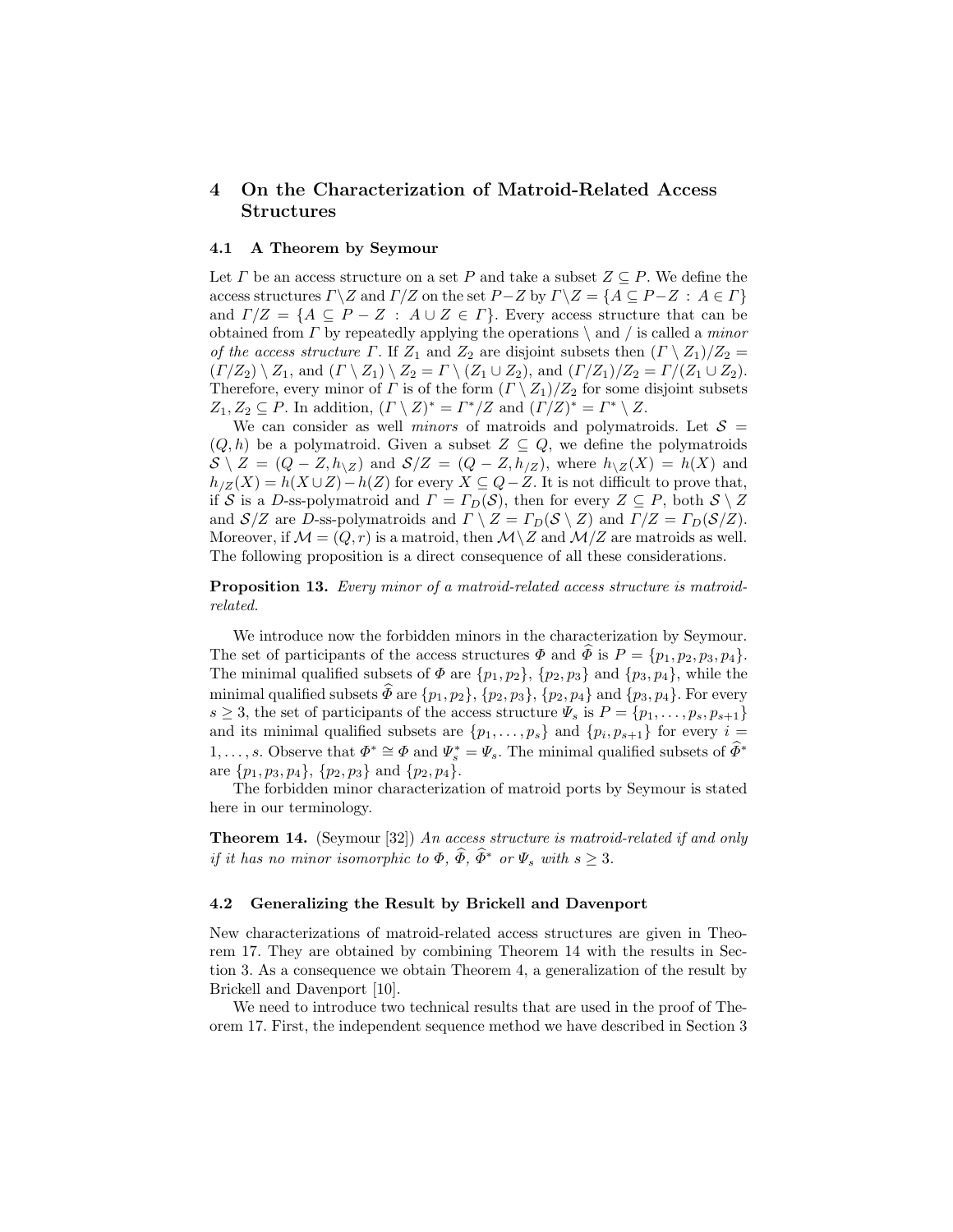## 4 On the Characterization of Matroid-Related Access Structures

### 4.1 A Theorem by Seymour

Let $\Gamma$ be an access structure on a set $P$ and take a subset $Z \subseteq P$. We define the access structures $\Gamma \backslash Z$ and $\Gamma / Z$ on the set $P - Z$ by $\Gamma \backslash Z = \{A \subseteq P - Z \,:\, A \in \Gamma\}$ and $\Gamma / Z = \{A \subseteq P - Z \,:\, A \cup Z \in \Gamma\}$. Every access structure that can be obtained from $\Gamma$ by repeatedly applying the operations $\backslash$ and $/$ is called a *minor of the access structure* $\Gamma$. If $Z_1$ and $Z_2$ are disjoint subsets then $(\Gamma \setminus Z_1)/Z_2 = (\Gamma / Z_2) \setminus Z_1$, and $(\Gamma \setminus Z_1) \setminus Z_2 = \Gamma \setminus (Z_1 \cup Z_2)$, and $(\Gamma / Z_1)/Z_2 = \Gamma / (Z_1 \cup Z_2)$. Therefore, every minor of $\Gamma$ is of the form $(\Gamma \setminus Z_1)/Z_2$ for some disjoint subsets $Z_1, Z_2 \subseteq P$. In addition, $(\Gamma \setminus Z)^* = \Gamma^* / Z$ and $(\Gamma / Z)^* = \Gamma^* \setminus Z$.

We can consider as well *minors* of matroids and polymatroids. Let $\mathcal{S} = (Q, h)$ be a polymatroid. Given a subset $Z \subseteq Q$, we define the polymatroids $\mathcal{S} \setminus Z = (Q - Z, h_{\backslash Z})$ and $\mathcal{S}/Z = (Q - Z, h_{/Z})$, where $h_{\backslash Z}(X) = h(X)$ and $h_{/Z}(X) = h(X \cup Z) - h(Z)$ for every $X \subseteq Q - Z$. It is not difficult to prove that, if $\mathcal{S}$ is a $D$-ss-polymatroid and $\Gamma = \Gamma_D(\mathcal{S})$, then for every $Z \subseteq P$, both $\mathcal{S} \setminus Z$ and $\mathcal{S}/Z$ are $D$-ss-polymatroids and $\Gamma \setminus Z = \Gamma_D(\mathcal{S} \setminus Z)$ and $\Gamma / Z = \Gamma_D(\mathcal{S}/Z)$. Moreover, if $\mathcal{M} = (Q, r)$ is a matroid, then $\mathcal{M} \backslash Z$ and $\mathcal{M}/Z$ are matroids as well. The following proposition is a direct consequence of all these considerations.

**Proposition 13.** *Every minor of a matroid-related access structure is matroid-related.*

We introduce now the forbidden minors in the characterization by Seymour. The set of participants of the access structures $\Phi$ and $\widehat{\Phi}$ is $P = \{p_1, p_2, p_3, p_4\}$. The minimal qualified subsets of $\Phi$ are $\{p_1, p_2\}$, $\{p_2, p_3\}$ and $\{p_3, p_4\}$, while the minimal qualified subsets $\widehat{\Phi}$ are $\{p_1, p_2\}$, $\{p_2, p_3\}$, $\{p_2, p_4\}$ and $\{p_3, p_4\}$. For every $s \geq 3$, the set of participants of the access structure $\Psi_s$ is $P = \{p_1, \ldots, p_s, p_{s+1}\}$ and its minimal qualified subsets are $\{p_1, \ldots, p_s\}$ and $\{p_i, p_{s+1}\}$ for every $i = 1, \ldots, s$. Observe that $\Phi^* \cong \Phi$ and $\Psi_s^* = \Psi_s$. The minimal qualified subsets of $\widehat{\Phi}^*$ are $\{p_1, p_3, p_4\}$, $\{p_2, p_3\}$ and $\{p_2, p_4\}$.

The forbidden minor characterization of matroid ports by Seymour is stated here in our terminology.

**Theorem 14.** (Seymour [32]) *An access structure is matroid-related if and only if it has no minor isomorphic to $\Phi$, $\widehat{\Phi}$, $\widehat{\Phi}^*$ or $\Psi_s$ with $s \geq 3$.*

### 4.2 Generalizing the Result by Brickell and Davenport

New characterizations of matroid-related access structures are given in Theorem 17. They are obtained by combining Theorem 14 with the results in Section 3. As a consequence we obtain Theorem 4, a generalization of the result by Brickell and Davenport [10].

We need to introduce two technical results that are used in the proof of Theorem 17. First, the independent sequence method we have described in Section 3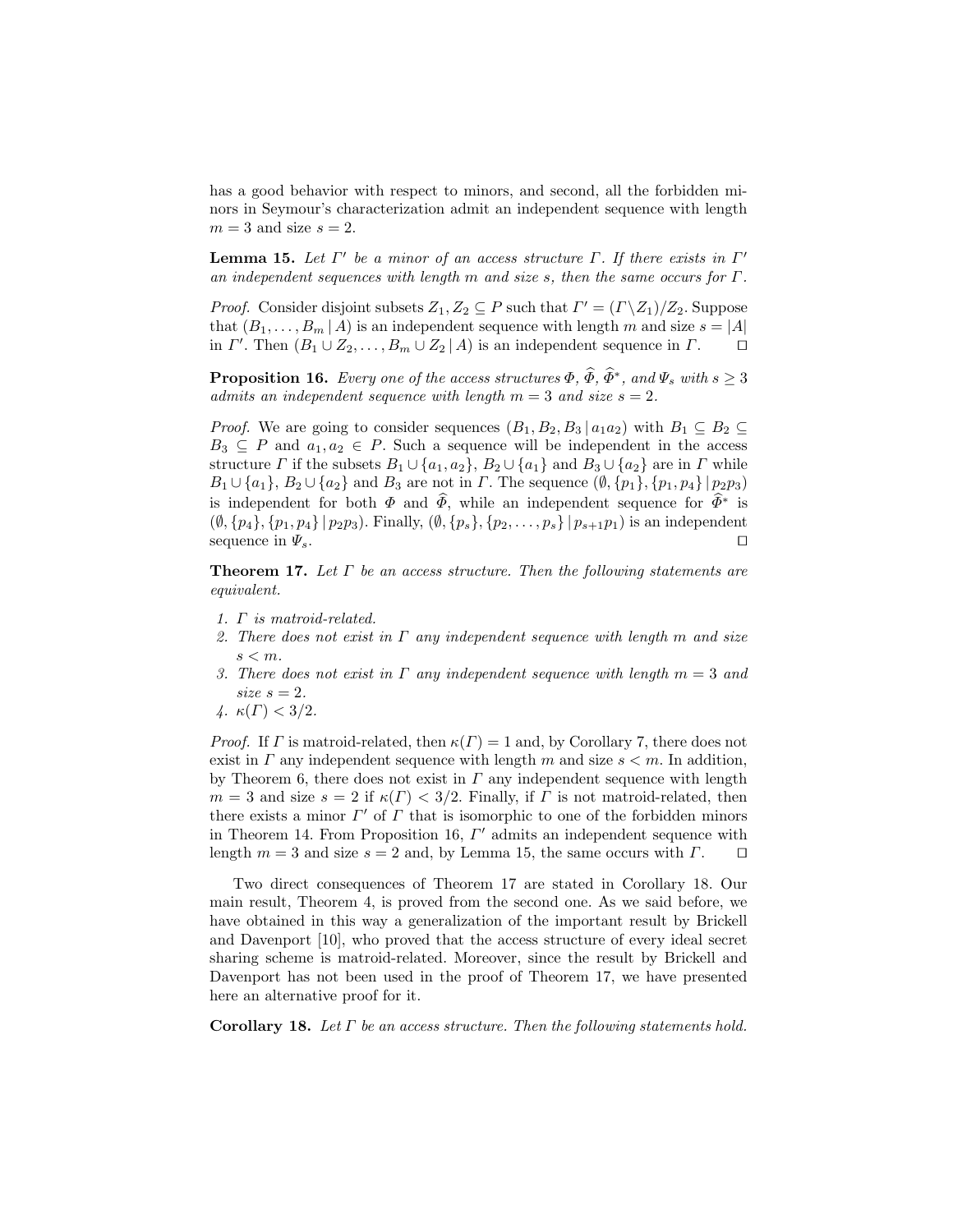has a good behavior with respect to minors, and second, all the forbidden minors in Seymour's characterization admit an independent sequence with length $m = 3$ and size $s = 2$.

**Lemma 15.** *Let $\Gamma'$ be a minor of an access structure $\Gamma$. If there exists in $\Gamma'$ an independent sequences with length $m$ and size $s$, then the same occurs for $\Gamma$.*

*Proof.* Consider disjoint subsets $Z_1, Z_2 \subseteq P$ such that $\Gamma' = (\Gamma \setminus Z_1)/Z_2$. Suppose that $(B_1, \ldots, B_m \,|\, A)$ is an independent sequence with length $m$ and size $s = |A|$ in $\Gamma'$. Then $(B_1 \cup Z_2, \ldots, B_m \cup Z_2 \,|\, A)$ is an independent sequence in $\Gamma$. ◻

**Proposition 16.** *Every one of the access structures $\Phi$, $\widehat{\Phi}$, $\widehat{\Phi}^*$, and $\Psi_s$ with $s \geq 3$ admits an independent sequence with length $m = 3$ and size $s = 2$.*

*Proof.* We are going to consider sequences $(B_1, B_2, B_3 \,|\, a_1 a_2)$ with $B_1 \subseteq B_2 \subseteq B_3 \subseteq P$ and $a_1, a_2 \in P$. Such a sequence will be independent in the access structure $\Gamma$ if the subsets $B_1 \cup \{a_1, a_2\}$, $B_2 \cup \{a_1\}$ and $B_3 \cup \{a_2\}$ are in $\Gamma$ while $B_1 \cup \{a_1\}$, $B_2 \cup \{a_2\}$ and $B_3$ are not in $\Gamma$. The sequence $(\emptyset, \{p_1\}, \{p_1, p_4\} \,|\, p_2 p_3)$ is independent for both $\Phi$ and $\widehat{\Phi}$, while an independent sequence for $\widehat{\Phi}^*$ is $(\emptyset, \{p_4\}, \{p_1, p_4\} \,|\, p_2 p_3)$. Finally, $(\emptyset, \{p_s\}, \{p_2, \ldots, p_s\} \,|\, p_{s+1} p_1)$ is an independent sequence in $\Psi_s$. ◻

**Theorem 17.** *Let $\Gamma$ be an access structure. Then the following statements are equivalent.*

1. *$\Gamma$ is matroid-related.*
2. *There does not exist in $\Gamma$ any independent sequence with length $m$ and size $s < m$.*
3. *There does not exist in $\Gamma$ any independent sequence with length $m = 3$ and size $s = 2$.*
4. *$\kappa(\Gamma) < 3/2$.*

*Proof.* If $\Gamma$ is matroid-related, then $\kappa(\Gamma) = 1$ and, by Corollary 7, there does not exist in $\Gamma$ any independent sequence with length $m$ and size $s < m$. In addition, by Theorem 6, there does not exist in $\Gamma$ any independent sequence with length $m = 3$ and size $s = 2$ if $\kappa(\Gamma) < 3/2$. Finally, if $\Gamma$ is not matroid-related, then there exists a minor $\Gamma'$ of $\Gamma$ that is isomorphic to one of the forbidden minors in Theorem 14. From Proposition 16, $\Gamma'$ admits an independent sequence with length $m = 3$ and size $s = 2$ and, by Lemma 15, the same occurs with $\Gamma$. ◻

Two direct consequences of Theorem 17 are stated in Corollary 18. Our main result, Theorem 4, is proved from the second one. As we said before, we have obtained in this way a generalization of the important result by Brickell and Davenport [10], who proved that the access structure of every ideal secret sharing scheme is matroid-related. Moreover, since the result by Brickell and Davenport has not been used in the proof of Theorem 17, we have presented here an alternative proof for it.

**Corollary 18.** *Let $\Gamma$ be an access structure. Then the following statements hold.*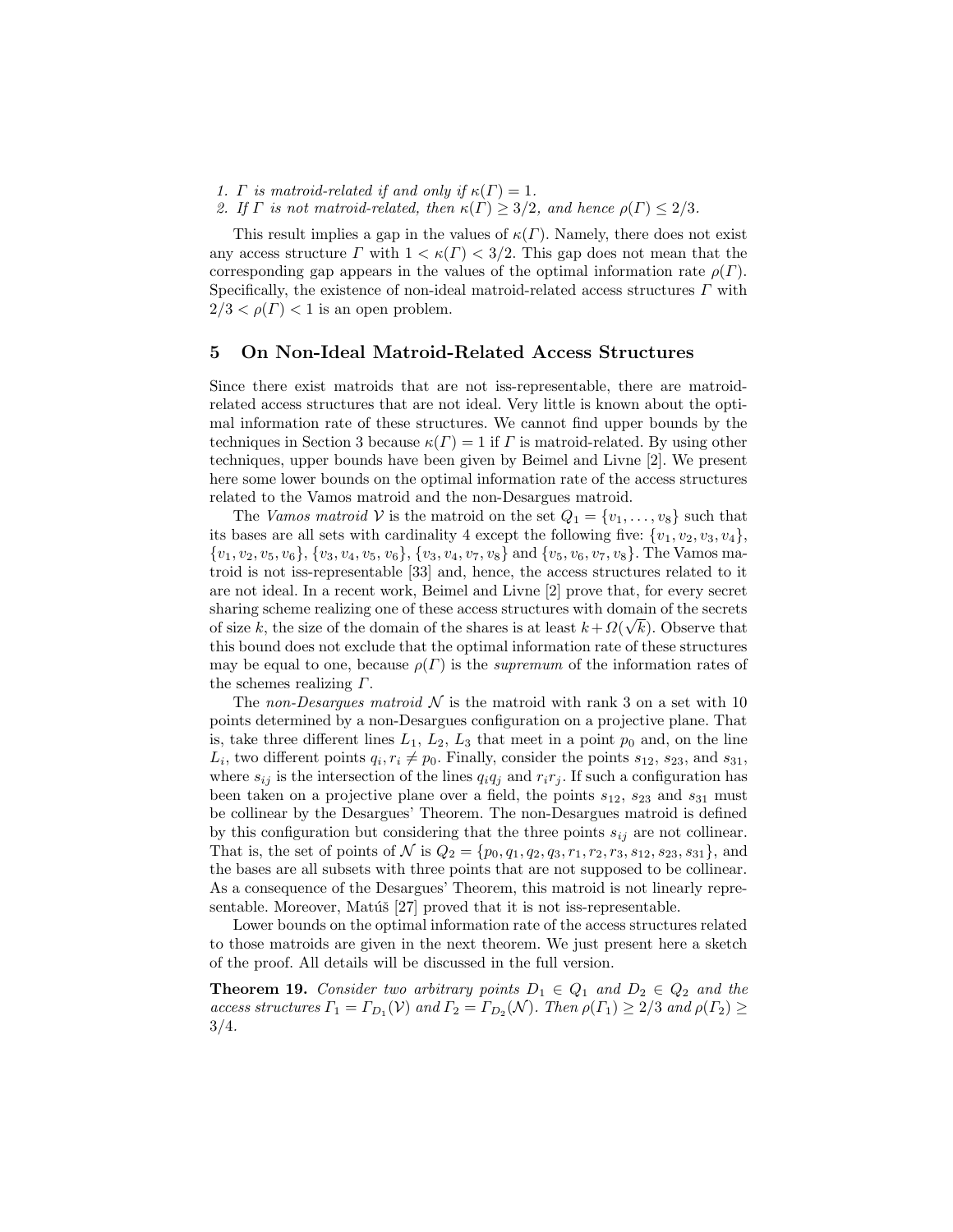1. *$\Gamma$ is matroid-related if and only if $\kappa(\Gamma) = 1$.*
2. *If $\Gamma$ is not matroid-related, then $\kappa(\Gamma) \geq 3/2$, and hence $\rho(\Gamma) \leq 2/3$.*

This result implies a gap in the values of $\kappa(\Gamma)$. Namely, there does not exist any access structure $\Gamma$ with $1 < \kappa(\Gamma) < 3/2$. This gap does not mean that the corresponding gap appears in the values of the optimal information rate $\rho(\Gamma)$. Specifically, the existence of non-ideal matroid-related access structures $\Gamma$ with $2/3 < \rho(\Gamma) < 1$ is an open problem.

## 5 On Non-Ideal Matroid-Related Access Structures

Since there exist matroids that are not iss-representable, there are matroid-related access structures that are not ideal. Very little is known about the optimal information rate of these structures. We cannot find upper bounds by the techniques in Section 3 because $\kappa(\Gamma) = 1$ if $\Gamma$ is matroid-related. By using other techniques, upper bounds have been given by Beimel and Livne [2]. We present here some lower bounds on the optimal information rate of the access structures related to the Vamos matroid and the non-Desargues matroid.

The *Vamos matroid* $\mathcal{V}$ is the matroid on the set $Q_1 = \{v_1, \ldots, v_8\}$ such that its bases are all sets with cardinality 4 except the following five: $\{v_1, v_2, v_3, v_4\}$, $\{v_1, v_2, v_5, v_6\}$, $\{v_3, v_4, v_5, v_6\}$, $\{v_3, v_4, v_7, v_8\}$ and $\{v_5, v_6, v_7, v_8\}$. The Vamos matroid is not iss-representable [33] and, hence, the access structures related to it are not ideal. In a recent work, Beimel and Livne [2] prove that, for every secret sharing scheme realizing one of these access structures with domain of the secrets of size $k$, the size of the domain of the shares is at least $k + \Omega(\sqrt{k})$. Observe that this bound does not exclude that the optimal information rate of these structures may be equal to one, because $\rho(\Gamma)$ is the *supremum* of the information rates of the schemes realizing $\Gamma$.

The *non-Desargues matroid* $\mathcal{N}$ is the matroid with rank 3 on a set with 10 points determined by a non-Desargues configuration on a projective plane. That is, take three different lines $L_1$, $L_2$, $L_3$ that meet in a point $p_0$ and, on the line $L_i$, two different points $q_i, r_i \neq p_0$. Finally, consider the points $s_{12}$, $s_{23}$, and $s_{31}$, where $s_{ij}$ is the intersection of the lines $q_i q_j$ and $r_i r_j$. If such a configuration has been taken on a projective plane over a field, the points $s_{12}$, $s_{23}$ and $s_{31}$ must be collinear by the Desargues' Theorem. The non-Desargues matroid is defined by this configuration but considering that the three points $s_{ij}$ are not collinear. That is, the set of points of $\mathcal{N}$ is $Q_2 = \{p_0, q_1, q_2, q_3, r_1, r_2, r_3, s_{12}, s_{23}, s_{31}\}$, and the bases are all subsets with three points that are not supposed to be collinear. As a consequence of the Desargues' Theorem, this matroid is not linearly representable. Moreover, Matúš [27] proved that it is not iss-representable.

Lower bounds on the optimal information rate of the access structures related to those matroids are given in the next theorem. We just present here a sketch of the proof. All details will be discussed in the full version.

**Theorem 19.** *Consider two arbitrary points $D_1 \in Q_1$ and $D_2 \in Q_2$ and the access structures $\Gamma_1 = \Gamma_{D_1}(\mathcal{V})$ and $\Gamma_2 = \Gamma_{D_2}(\mathcal{N})$. Then $\rho(\Gamma_1) \geq 2/3$ and $\rho(\Gamma_2) \geq 3/4$.*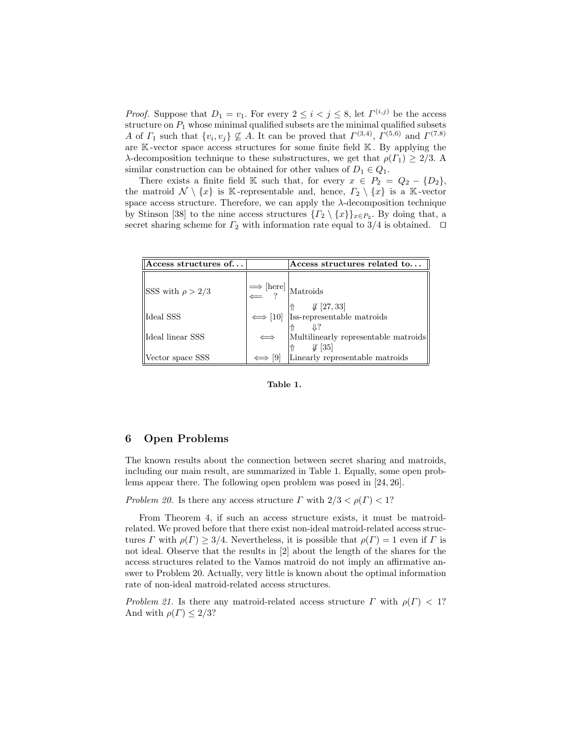*Proof.* Suppose that $D_1 = v_1$. For every $2 \le i < j \le 8$, let $\Gamma^{(i,j)}$ be the access structure on $P_1$ whose minimal qualified subsets are the minimal qualified subsets $A$ of $\Gamma_1$ such that $\{v_i, v_j\} \not\subseteq A$. It can be proved that $\Gamma^{(3,4)}$, $\Gamma^{(5,6)}$ and $\Gamma^{(7,8)}$ are $\mathbb{K}$-vector space access structures for some finite field $\mathbb{K}$. By applying the $\lambda$-decomposition technique to these substructures, we get that $\rho(\Gamma_1) \ge 2/3$. A similar construction can be obtained for other values of $D_1 \in Q_1$.

There exists a finite field $\mathbb{K}$ such that, for every $x \in P_2 = Q_2 - \{D_2\}$, the matroid $\mathcal{N} \setminus \{x\}$ is $\mathbb{K}$-representable and, hence, $\Gamma_2 \setminus \{x\}$ is a $\mathbb{K}$-vector space access structure. Therefore, we can apply the $\lambda$-decomposition technique by Stinson [38] to the nine access structures $\{\Gamma_2 \setminus \{x\}\}_{x \in P_2}$. By doing that, a secret sharing scheme for $\Gamma_2$ with information rate equal to 3/4 is obtained. $\square$

| **Access structures of...** | | **Access structures related to...** |
|---|---|---|
| SSS with $\rho > 2/3$ | $\Longrightarrow$ [here] $\Longleftarrow$ ? | Matroids |
| | | $\Uparrow$ $\quad \not\Downarrow$ [27, 33] |
| Ideal SSS | $\Longleftrightarrow$ [10] | Iss-representable matroids |
| | | $\Uparrow$ $\quad \Downarrow$? |
| Ideal linear SSS | $\Longleftrightarrow$ | Multilinearly representable matroids |
| | | $\Uparrow$ $\quad \not\Downarrow$ [35] |
| Vector space SSS | $\Longleftrightarrow$ [9] | Linearly representable matroids |

**Table 1.**

## 6 Open Problems

The known results about the connection between secret sharing and matroids, including our main result, are summarized in Table 1. Equally, some open problems appear there. The following open problem was posed in [24, 26].

*Problem 20.* Is there any access structure $\Gamma$ with $2/3 < \rho(\Gamma) < 1$?

From Theorem 4, if such an access structure exists, it must be matroid-related. We proved before that there exist non-ideal matroid-related access structures $\Gamma$ with $\rho(\Gamma) \ge 3/4$. Nevertheless, it is possible that $\rho(\Gamma) = 1$ even if $\Gamma$ is not ideal. Observe that the results in [2] about the length of the shares for the access structures related to the Vamos matroid do not imply an affirmative answer to Problem 20. Actually, very little is known about the optimal information rate of non-ideal matroid-related access structures.

*Problem 21.* Is there any matroid-related access structure $\Gamma$ with $\rho(\Gamma) < 1$? And with $\rho(\Gamma) \le 2/3$?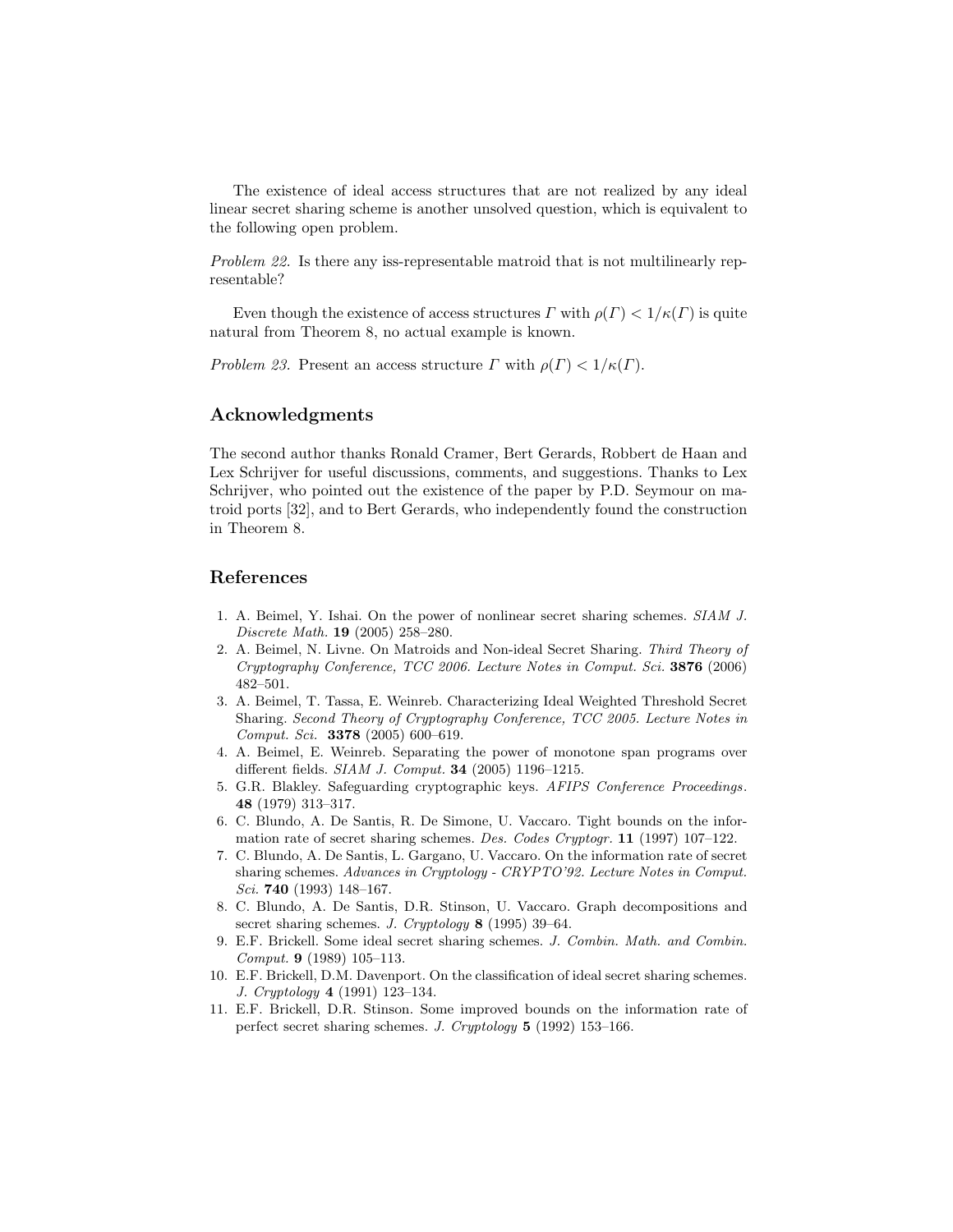The existence of ideal access structures that are not realized by any ideal linear secret sharing scheme is another unsolved question, which is equivalent to the following open problem.

*Problem 22.* Is there any iss-representable matroid that is not multilinearly representable?

Even though the existence of access structures $\Gamma$ with $\rho(\Gamma) < 1/\kappa(\Gamma)$ is quite natural from Theorem 8, no actual example is known.

*Problem 23.* Present an access structure $\Gamma$ with $\rho(\Gamma) < 1/\kappa(\Gamma)$.

## Acknowledgments

The second author thanks Ronald Cramer, Bert Gerards, Robbert de Haan and Lex Schrijver for useful discussions, comments, and suggestions. Thanks to Lex Schrijver, who pointed out the existence of the paper by P.D. Seymour on matroid ports [32], and to Bert Gerards, who independently found the construction in Theorem 8.

## References

1. A. Beimel, Y. Ishai. On the power of nonlinear secret sharing schemes. *SIAM J. Discrete Math.* **19** (2005) 258–280.
2. A. Beimel, N. Livne. On Matroids and Non-ideal Secret Sharing. *Third Theory of Cryptography Conference, TCC 2006. Lecture Notes in Comput. Sci.* **3876** (2006) 482–501.
3. A. Beimel, T. Tassa, E. Weinreb. Characterizing Ideal Weighted Threshold Secret Sharing. *Second Theory of Cryptography Conference, TCC 2005. Lecture Notes in Comput. Sci.* **3378** (2005) 600–619.
4. A. Beimel, E. Weinreb. Separating the power of monotone span programs over different fields. *SIAM J. Comput.* **34** (2005) 1196–1215.
5. G.R. Blakley. Safeguarding cryptographic keys. *AFIPS Conference Proceedings*. **48** (1979) 313–317.
6. C. Blundo, A. De Santis, R. De Simone, U. Vaccaro. Tight bounds on the information rate of secret sharing schemes. *Des. Codes Cryptogr.* **11** (1997) 107–122.
7. C. Blundo, A. De Santis, L. Gargano, U. Vaccaro. On the information rate of secret sharing schemes. *Advances in Cryptology - CRYPTO'92. Lecture Notes in Comput. Sci.* **740** (1993) 148–167.
8. C. Blundo, A. De Santis, D.R. Stinson, U. Vaccaro. Graph decompositions and secret sharing schemes. *J. Cryptology* **8** (1995) 39–64.
9. E.F. Brickell. Some ideal secret sharing schemes. *J. Combin. Math. and Combin. Comput.* **9** (1989) 105–113.
10. E.F. Brickell, D.M. Davenport. On the classification of ideal secret sharing schemes. *J. Cryptology* **4** (1991) 123–134.
11. E.F. Brickell, D.R. Stinson. Some improved bounds on the information rate of perfect secret sharing schemes. *J. Cryptology* **5** (1992) 153–166.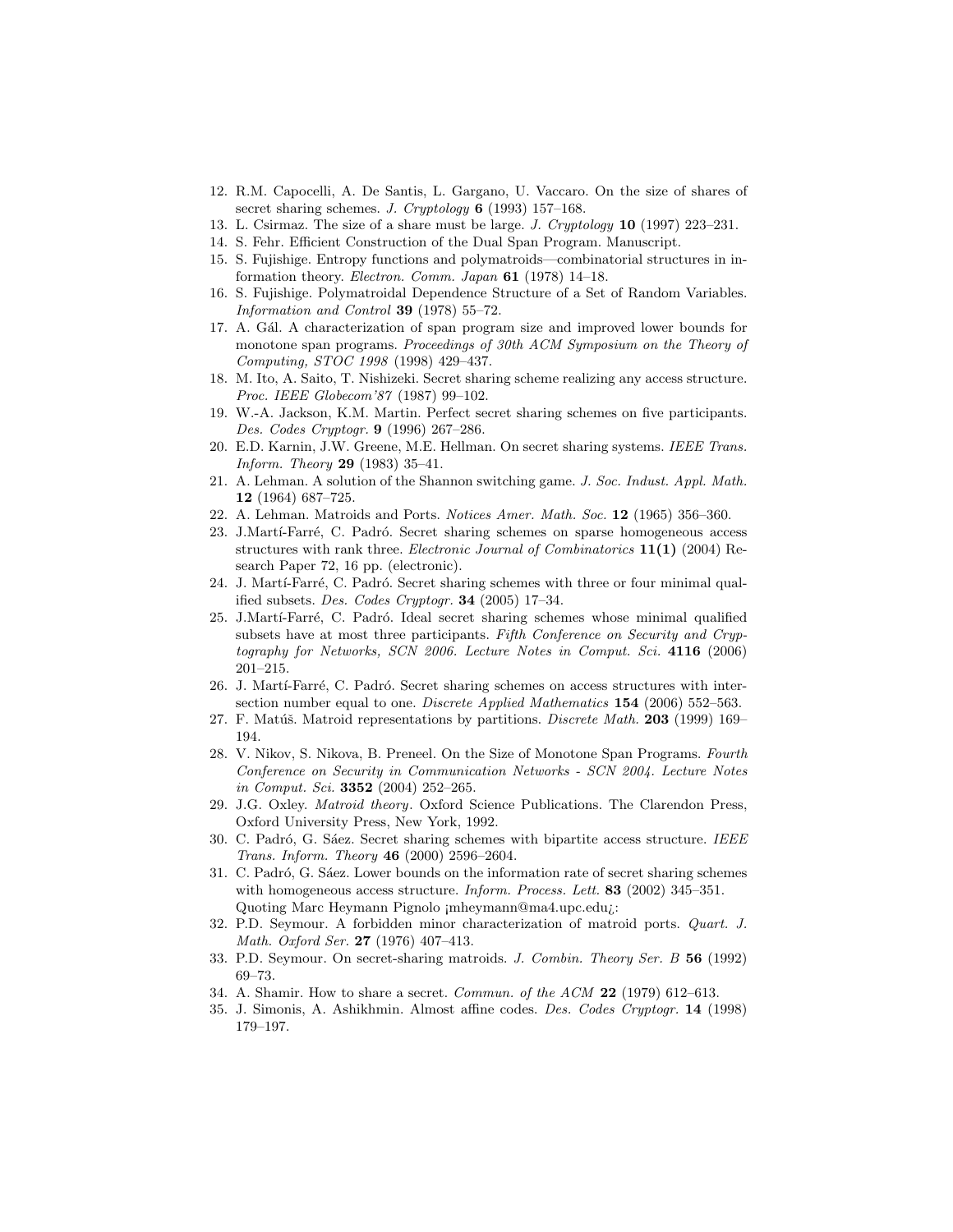12. R.M. Capocelli, A. De Santis, L. Gargano, U. Vaccaro. On the size of shares of secret sharing schemes. *J. Cryptology* **6** (1993) 157–168.
13. L. Csirmaz. The size of a share must be large. *J. Cryptology* **10** (1997) 223–231.
14. S. Fehr. Efficient Construction of the Dual Span Program. Manuscript.
15. S. Fujishige. Entropy functions and polymatroids—combinatorial structures in information theory. *Electron. Comm. Japan* **61** (1978) 14–18.
16. S. Fujishige. Polymatroidal Dependence Structure of a Set of Random Variables. *Information and Control* **39** (1978) 55–72.
17. A. Gál. A characterization of span program size and improved lower bounds for monotone span programs. *Proceedings of 30th ACM Symposium on the Theory of Computing, STOC 1998* (1998) 429–437.
18. M. Ito, A. Saito, T. Nishizeki. Secret sharing scheme realizing any access structure. *Proc. IEEE Globecom'87* (1987) 99–102.
19. W.-A. Jackson, K.M. Martin. Perfect secret sharing schemes on five participants. *Des. Codes Cryptogr.* **9** (1996) 267–286.
20. E.D. Karnin, J.W. Greene, M.E. Hellman. On secret sharing systems. *IEEE Trans. Inform. Theory* **29** (1983) 35–41.
21. A. Lehman. A solution of the Shannon switching game. *J. Soc. Indust. Appl. Math.* **12** (1964) 687–725.
22. A. Lehman. Matroids and Ports. *Notices Amer. Math. Soc.* **12** (1965) 356–360.
23. J.Martí-Farré, C. Padró. Secret sharing schemes on sparse homogeneous access structures with rank three. *Electronic Journal of Combinatorics* **11(1)** (2004) Research Paper 72, 16 pp. (electronic).
24. J. Martí-Farré, C. Padró. Secret sharing schemes with three or four minimal qualified subsets. *Des. Codes Cryptogr.* **34** (2005) 17–34.
25. J.Martí-Farré, C. Padró. Ideal secret sharing schemes whose minimal qualified subsets have at most three participants. *Fifth Conference on Security and Cryptography for Networks, SCN 2006. Lecture Notes in Comput. Sci.* **4116** (2006) 201–215.
26. J. Martí-Farré, C. Padró. Secret sharing schemes on access structures with intersection number equal to one. *Discrete Applied Mathematics* **154** (2006) 552–563.
27. F. Matúš. Matroid representations by partitions. *Discrete Math.* **203** (1999) 169–194.
28. V. Nikov, S. Nikova, B. Preneel. On the Size of Monotone Span Programs. *Fourth Conference on Security in Communication Networks - SCN 2004. Lecture Notes in Comput. Sci.* **3352** (2004) 252–265.
29. J.G. Oxley. *Matroid theory*. Oxford Science Publications. The Clarendon Press, Oxford University Press, New York, 1992.
30. C. Padró, G. Sáez. Secret sharing schemes with bipartite access structure. *IEEE Trans. Inform. Theory* **46** (2000) 2596–2604.
31. C. Padró, G. Sáez. Lower bounds on the information rate of secret sharing schemes with homogeneous access structure. *Inform. Process. Lett.* **83** (2002) 345–351. Quoting Marc Heymann Pignolo ¡mheymann@ma4.upc.edu¿:
32. P.D. Seymour. A forbidden minor characterization of matroid ports. *Quart. J. Math. Oxford Ser.* **27** (1976) 407–413.
33. P.D. Seymour. On secret-sharing matroids. *J. Combin. Theory Ser. B* **56** (1992) 69–73.
34. A. Shamir. How to share a secret. *Commun. of the ACM* **22** (1979) 612–613.
35. J. Simonis, A. Ashikhmin. Almost affine codes. *Des. Codes Cryptogr.* **14** (1998) 179–197.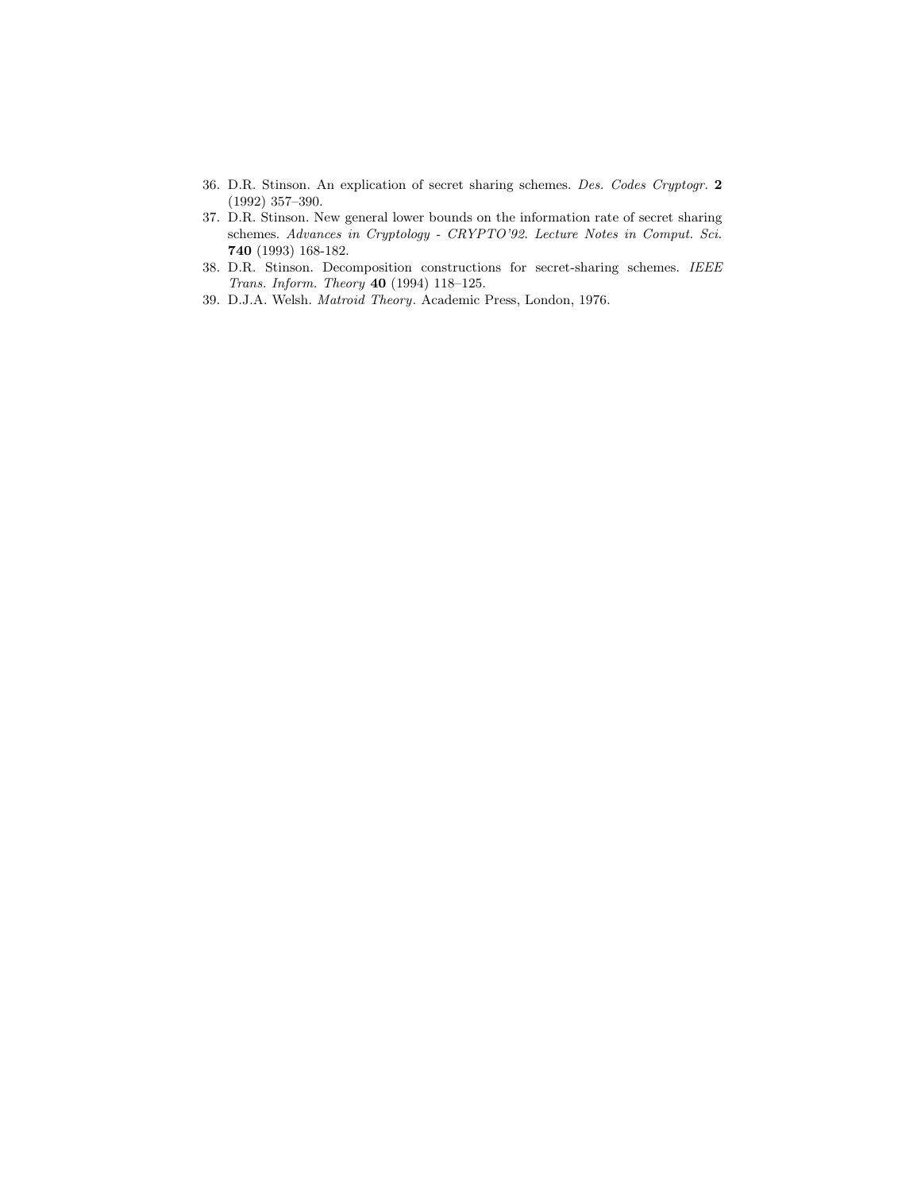36. D.R. Stinson. An explication of secret sharing schemes. *Des. Codes Cryptogr.* **2** (1992) 357–390.
37. D.R. Stinson. New general lower bounds on the information rate of secret sharing schemes. *Advances in Cryptology - CRYPTO'92. Lecture Notes in Comput. Sci.* **740** (1993) 168-182.
38. D.R. Stinson. Decomposition constructions for secret-sharing schemes. *IEEE Trans. Inform. Theory* **40** (1994) 118–125.
39. D.J.A. Welsh. *Matroid Theory*. Academic Press, London, 1976.